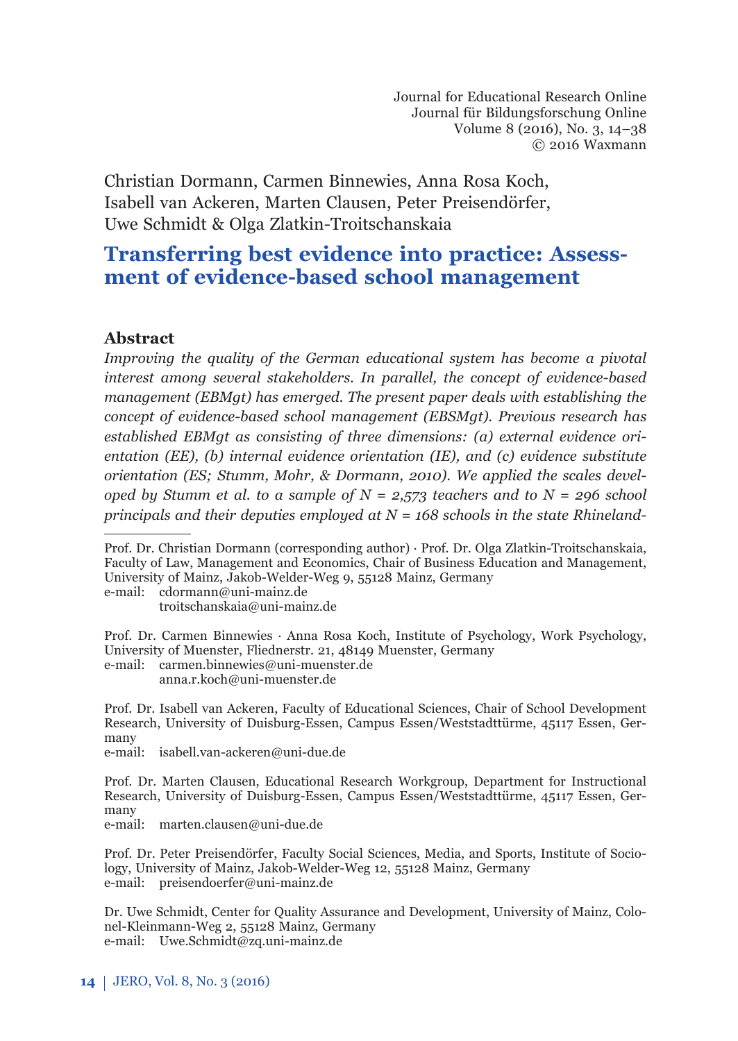Christian Dormann, Carmen Binnewies, Anna Rosa Koch, Isabell van Ackeren, Marten Clausen, Peter Preisendörfer, Uwe Schmidt & Olga Zlatkin-Troitschanskaia

# Transferring best evidence into practice: Assessment of evidence-based school management

## Abstract

*Improving the quality of the German educational system has become a pivotal interest among several stakeholders. In parallel, the concept of evidence-based management (EBMgt) has emerged. The present paper deals with establishing the concept of evidence-based school management (EBSMgt). Previous research has established EBMgt as consisting of three dimensions: (a) external evidence orientation (EE), (b) internal evidence orientation (IE), and (c) evidence substitute orientation (ES; Stumm, Mohr, & Dormann, 2010). We applied the scales developed by Stumm et al. to a sample of N = 2,573 teachers and to N = 296 school principals and their deputies employed at N = 168 schools in the state Rhineland-*

---

Prof. Dr. Christian Dormann (corresponding author) · Prof. Dr. Olga Zlatkin-Troitschanskaia, Faculty of Law, Management and Economics, Chair of Business Education and Management, University of Mainz, Jakob-Welder-Weg 9, 55128 Mainz, Germany
e-mail: cdormann@uni-mainz.de
troitschanskaia@uni-mainz.de

Prof. Dr. Carmen Binnewies · Anna Rosa Koch, Institute of Psychology, Work Psychology, University of Muenster, Fliednerstr. 21, 48149 Muenster, Germany
e-mail: carmen.binnewies@uni-muenster.de
anna.r.koch@uni-muenster.de

Prof. Dr. Isabell van Ackeren, Faculty of Educational Sciences, Chair of School Development Research, University of Duisburg-Essen, Campus Essen/Weststadttürme, 45117 Essen, Germany
e-mail: isabell.van-ackeren@uni-due.de

Prof. Dr. Marten Clausen, Educational Research Workgroup, Department for Instructional Research, University of Duisburg-Essen, Campus Essen/Weststadttürme, 45117 Essen, Germany
e-mail: marten.clausen@uni-due.de

Prof. Dr. Peter Preisendörfer, Faculty Social Sciences, Media, and Sports, Institute of Sociology, University of Mainz, Jakob-Welder-Weg 12, 55128 Mainz, Germany
e-mail: preisendoerfer@uni-mainz.de

Dr. Uwe Schmidt, Center for Quality Assurance and Development, University of Mainz, Colonel-Kleinmann-Weg 2, 55128 Mainz, Germany
e-mail: Uwe.Schmidt@zq.uni-mainz.de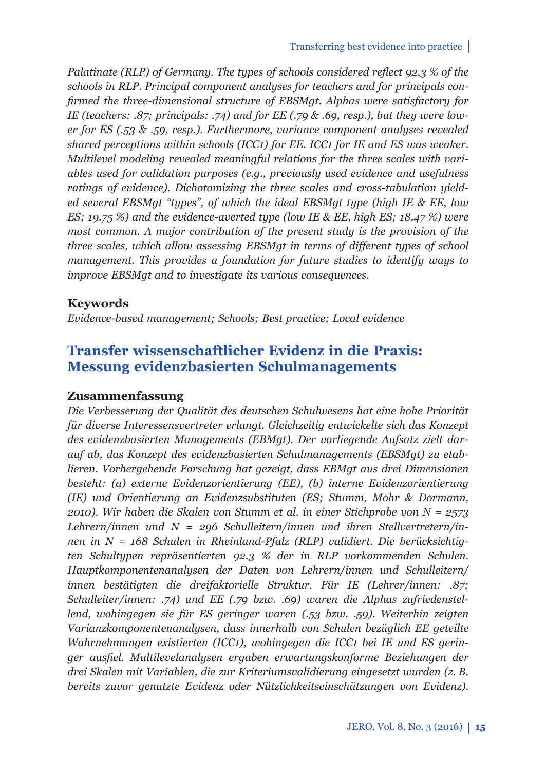*Palatinate (RLP) of Germany. The types of schools considered reflect 92.3 % of the schools in RLP. Principal component analyses for teachers and for principals confirmed the three-dimensional structure of EBSMgt. Alphas were satisfactory for IE (teachers: .87; principals: .74) and for EE (.79 & .69, resp.), but they were lower for ES (.53 & .59, resp.). Furthermore, variance component analyses revealed shared perceptions within schools (ICC1) for EE. ICC1 for IE and ES was weaker. Multilevel modeling revealed meaningful relations for the three scales with variables used for validation purposes (e.g., previously used evidence and usefulness ratings of evidence). Dichotomizing the three scales and cross-tabulation yielded several EBSMgt "types", of which the ideal EBSMgt type (high IE & EE, low ES; 19.75 %) and the evidence-averted type (low IE & EE, high ES; 18.47 %) were most common. A major contribution of the present study is the provision of the three scales, which allow assessing EBSMgt in terms of different types of school management. This provides a foundation for future studies to identify ways to improve EBSMgt and to investigate its various consequences.*

**Keywords**

*Evidence-based management; Schools; Best practice; Local evidence*

## Transfer wissenschaftlicher Evidenz in die Praxis: Messung evidenzbasierten Schulmanagements

**Zusammenfassung**

*Die Verbesserung der Qualität des deutschen Schulwesens hat eine hohe Priorität für diverse Interessensvertreter erlangt. Gleichzeitig entwickelte sich das Konzept des evidenzbasierten Managements (EBMgt). Der vorliegende Aufsatz zielt darauf ab, das Konzept des evidenzbasierten Schulmanagements (EBSMgt) zu etablieren. Vorhergehende Forschung hat gezeigt, dass EBMgt aus drei Dimensionen besteht: (a) externe Evidenzorientierung (EE), (b) interne Evidenzorientierung (IE) und Orientierung an Evidenzsubstituten (ES; Stumm, Mohr & Dormann, 2010). Wir haben die Skalen von Stumm et al. in einer Stichprobe von N = 2573 Lehrern/innen und N = 296 Schulleitern/innen und ihren Stellvertretern/innen in N = 168 Schulen in Rheinland-Pfalz (RLP) validiert. Die berücksichtigten Schultypen repräsentierten 92.3 % der in RLP vorkommenden Schulen. Hauptkomponentenanalysen der Daten von Lehrern/innen und Schulleitern/innen bestätigten die dreifaktorielle Struktur. Für IE (Lehrer/innen: .87; Schulleiter/innen: .74) und EE (.79 bzw. .69) waren die Alphas zufriedenstellend, wohingegen sie für ES geringer waren (.53 bzw. .59). Weiterhin zeigten Varianzkomponentenanalysen, dass innerhalb von Schulen bezüglich EE geteilte Wahrnehmungen existierten (ICC1), wohingegen die ICC1 bei IE und ES geringer ausfiel. Multilevelanalysen ergaben erwartungskonforme Beziehungen der drei Skalen mit Variablen, die zur Kriteriumsvalidierung eingesetzt wurden (z. B. bereits zuvor genutzte Evidenz oder Nützlichkeitseinschätzungen von Evidenz).*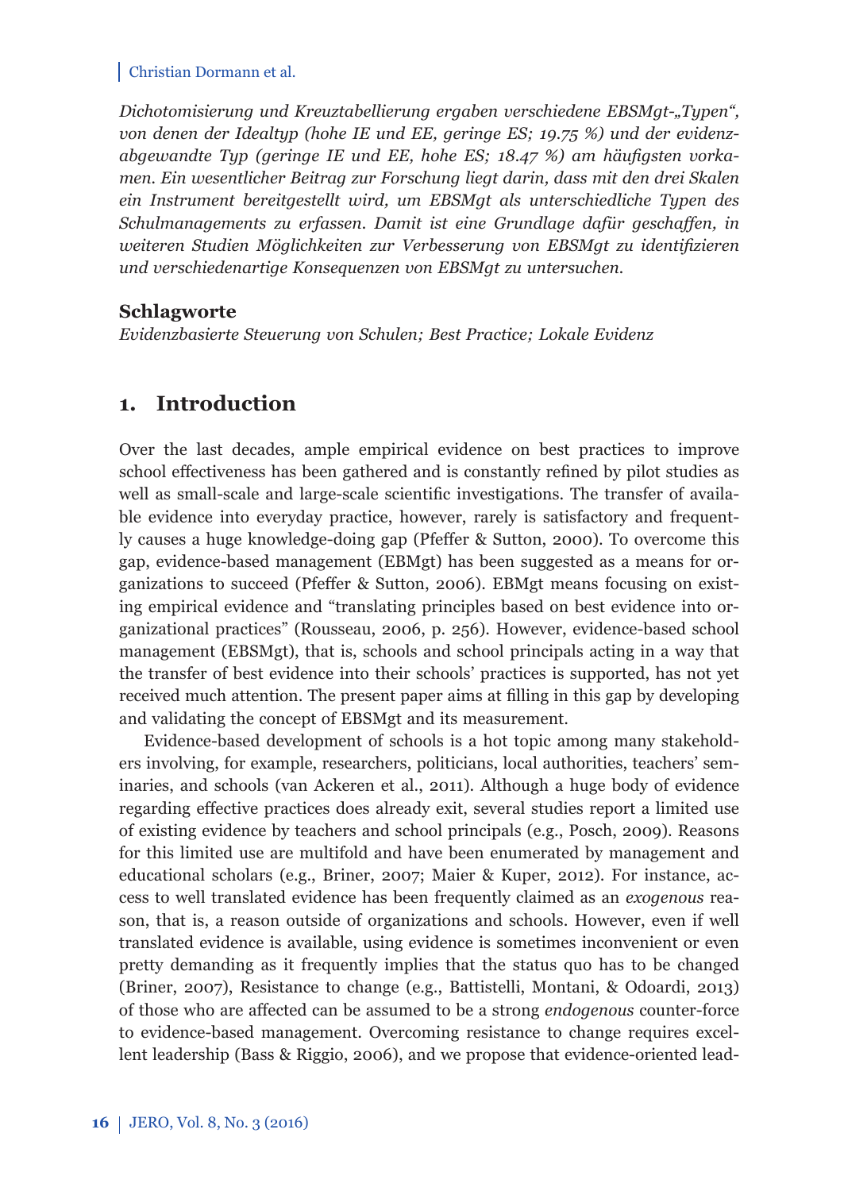*Dichotomisierung und Kreuztabellierung ergaben verschiedene EBSMgt-„Typen“, von denen der Idealtyp (hohe IE und EE, geringe ES; 19.75 %) und der evidenzabgewandte Typ (geringe IE und EE, hohe ES; 18.47 %) am häufigsten vorkamen. Ein wesentlicher Beitrag zur Forschung liegt darin, dass mit den drei Skalen ein Instrument bereitgestellt wird, um EBSMgt als unterschiedliche Typen des Schulmanagements zu erfassen. Damit ist eine Grundlage dafür geschaffen, in weiteren Studien Möglichkeiten zur Verbesserung von EBSMgt zu identifizieren und verschiedenartige Konsequenzen von EBSMgt zu untersuchen.*

**Schlagworte**
*Evidenzbasierte Steuerung von Schulen; Best Practice; Lokale Evidenz*

## 1. Introduction

Over the last decades, ample empirical evidence on best practices to improve school effectiveness has been gathered and is constantly refined by pilot studies as well as small-scale and large-scale scientific investigations. The transfer of available evidence into everyday practice, however, rarely is satisfactory and frequently causes a huge knowledge-doing gap (Pfeffer & Sutton, 2000). To overcome this gap, evidence-based management (EBMgt) has been suggested as a means for organizations to succeed (Pfeffer & Sutton, 2006). EBMgt means focusing on existing empirical evidence and "translating principles based on best evidence into organizational practices" (Rousseau, 2006, p. 256). However, evidence-based school management (EBSMgt), that is, schools and school principals acting in a way that the transfer of best evidence into their schools' practices is supported, has not yet received much attention. The present paper aims at filling in this gap by developing and validating the concept of EBSMgt and its measurement.

Evidence-based development of schools is a hot topic among many stakeholders involving, for example, researchers, politicians, local authorities, teachers' seminaries, and schools (van Ackeren et al., 2011). Although a huge body of evidence regarding effective practices does already exit, several studies report a limited use of existing evidence by teachers and school principals (e.g., Posch, 2009). Reasons for this limited use are multifold and have been enumerated by management and educational scholars (e.g., Briner, 2007; Maier & Kuper, 2012). For instance, access to well translated evidence has been frequently claimed as an *exogenous* reason, that is, a reason outside of organizations and schools. However, even if well translated evidence is available, using evidence is sometimes inconvenient or even pretty demanding as it frequently implies that the status quo has to be changed (Briner, 2007), Resistance to change (e.g., Battistelli, Montani, & Odoardi, 2013) of those who are affected can be assumed to be a strong *endogenous* counter-force to evidence-based management. Overcoming resistance to change requires excellent leadership (Bass & Riggio, 2006), and we propose that evidence-oriented lead-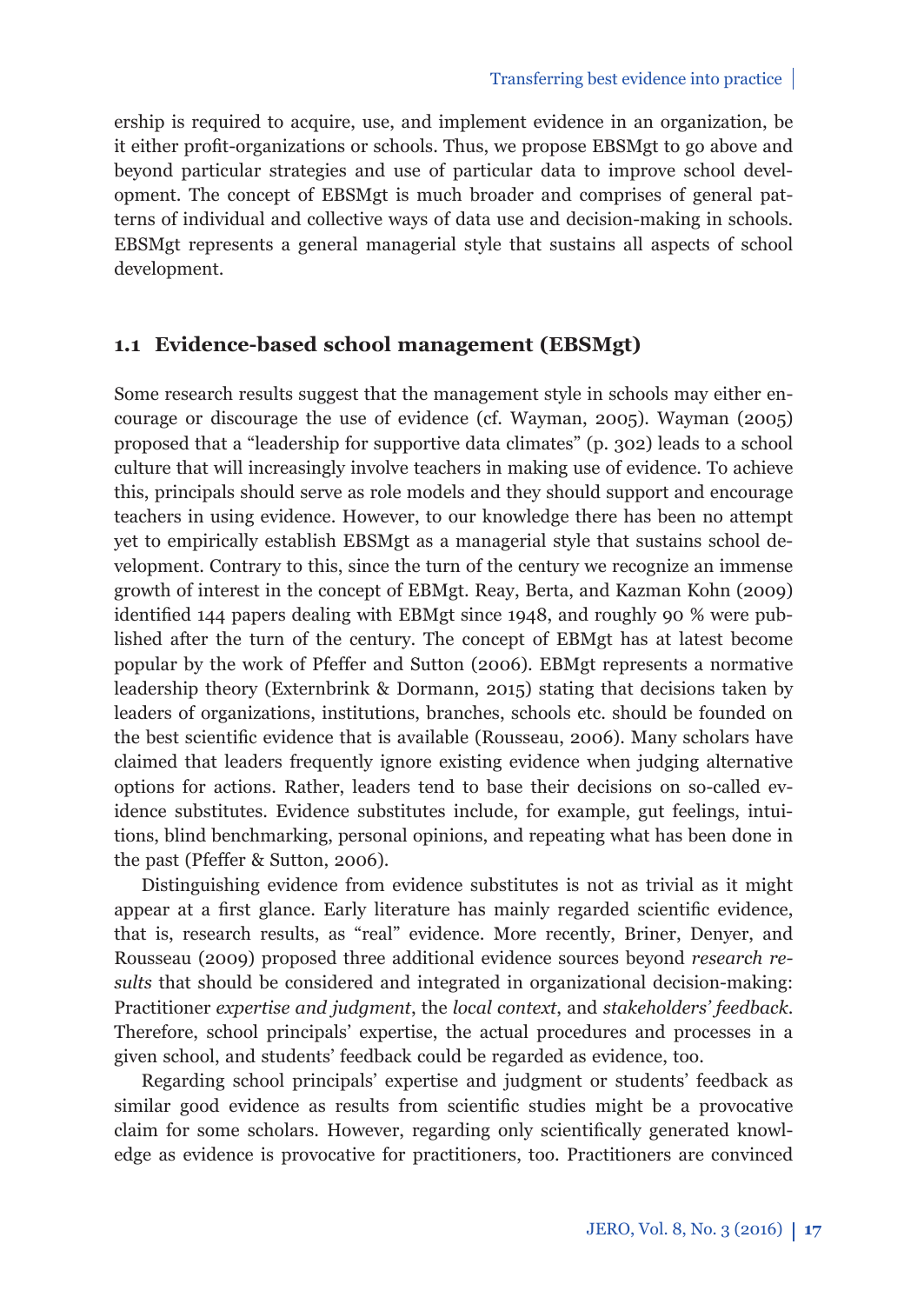ership is required to acquire, use, and implement evidence in an organization, be it either profit-organizations or schools. Thus, we propose EBSMgt to go above and beyond particular strategies and use of particular data to improve school development. The concept of EBSMgt is much broader and comprises of general patterns of individual and collective ways of data use and decision-making in schools. EBSMgt represents a general managerial style that sustains all aspects of school development.

## 1.1 Evidence-based school management (EBSMgt)

Some research results suggest that the management style in schools may either encourage or discourage the use of evidence (cf. Wayman, 2005). Wayman (2005) proposed that a "leadership for supportive data climates" (p. 302) leads to a school culture that will increasingly involve teachers in making use of evidence. To achieve this, principals should serve as role models and they should support and encourage teachers in using evidence. However, to our knowledge there has been no attempt yet to empirically establish EBSMgt as a managerial style that sustains school development. Contrary to this, since the turn of the century we recognize an immense growth of interest in the concept of EBMgt. Reay, Berta, and Kazman Kohn (2009) identified 144 papers dealing with EBMgt since 1948, and roughly 90 % were published after the turn of the century. The concept of EBMgt has at latest become popular by the work of Pfeffer and Sutton (2006). EBMgt represents a normative leadership theory (Externbrink & Dormann, 2015) stating that decisions taken by leaders of organizations, institutions, branches, schools etc. should be founded on the best scientific evidence that is available (Rousseau, 2006). Many scholars have claimed that leaders frequently ignore existing evidence when judging alternative options for actions. Rather, leaders tend to base their decisions on so-called evidence substitutes. Evidence substitutes include, for example, gut feelings, intuitions, blind benchmarking, personal opinions, and repeating what has been done in the past (Pfeffer & Sutton, 2006).

Distinguishing evidence from evidence substitutes is not as trivial as it might appear at a first glance. Early literature has mainly regarded scientific evidence, that is, research results, as "real" evidence. More recently, Briner, Denyer, and Rousseau (2009) proposed three additional evidence sources beyond *research results* that should be considered and integrated in organizational decision-making: Practitioner *expertise and judgment*, the *local context*, and *stakeholders' feedback*. Therefore, school principals' expertise, the actual procedures and processes in a given school, and students' feedback could be regarded as evidence, too.

Regarding school principals' expertise and judgment or students' feedback as similar good evidence as results from scientific studies might be a provocative claim for some scholars. However, regarding only scientifically generated knowledge as evidence is provocative for practitioners, too. Practitioners are convinced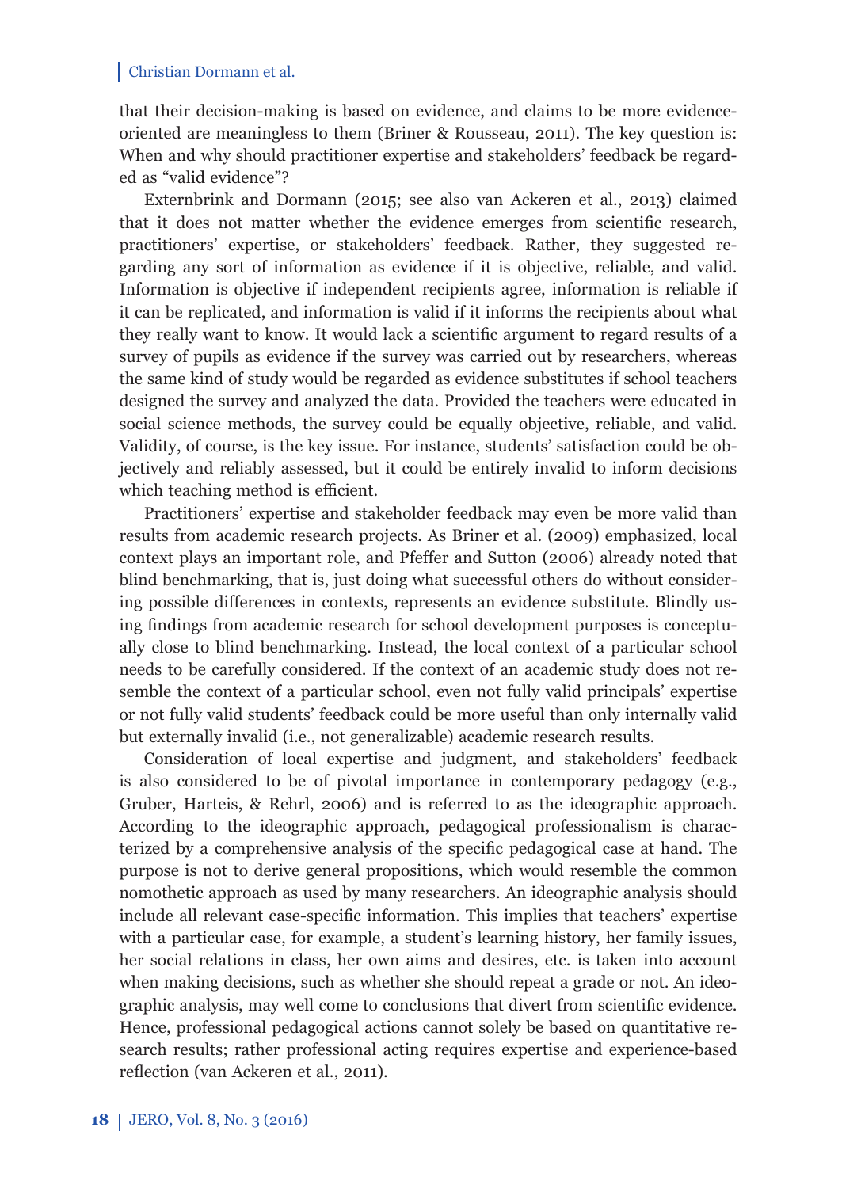that their decision-making is based on evidence, and claims to be more evidence-oriented are meaningless to them (Briner & Rousseau, 2011). The key question is: When and why should practitioner expertise and stakeholders' feedback be regarded as "valid evidence"?

Externbrink and Dormann (2015; see also van Ackeren et al., 2013) claimed that it does not matter whether the evidence emerges from scientific research, practitioners' expertise, or stakeholders' feedback. Rather, they suggested regarding any sort of information as evidence if it is objective, reliable, and valid. Information is objective if independent recipients agree, information is reliable if it can be replicated, and information is valid if it informs the recipients about what they really want to know. It would lack a scientific argument to regard results of a survey of pupils as evidence if the survey was carried out by researchers, whereas the same kind of study would be regarded as evidence substitutes if school teachers designed the survey and analyzed the data. Provided the teachers were educated in social science methods, the survey could be equally objective, reliable, and valid. Validity, of course, is the key issue. For instance, students' satisfaction could be objectively and reliably assessed, but it could be entirely invalid to inform decisions which teaching method is efficient.

Practitioners' expertise and stakeholder feedback may even be more valid than results from academic research projects. As Briner et al. (2009) emphasized, local context plays an important role, and Pfeffer and Sutton (2006) already noted that blind benchmarking, that is, just doing what successful others do without considering possible differences in contexts, represents an evidence substitute. Blindly using findings from academic research for school development purposes is conceptually close to blind benchmarking. Instead, the local context of a particular school needs to be carefully considered. If the context of an academic study does not resemble the context of a particular school, even not fully valid principals' expertise or not fully valid students' feedback could be more useful than only internally valid but externally invalid (i.e., not generalizable) academic research results.

Consideration of local expertise and judgment, and stakeholders' feedback is also considered to be of pivotal importance in contemporary pedagogy (e.g., Gruber, Harteis, & Rehrl, 2006) and is referred to as the ideographic approach. According to the ideographic approach, pedagogical professionalism is characterized by a comprehensive analysis of the specific pedagogical case at hand. The purpose is not to derive general propositions, which would resemble the common nomothetic approach as used by many researchers. An ideographic analysis should include all relevant case-specific information. This implies that teachers' expertise with a particular case, for example, a student's learning history, her family issues, her social relations in class, her own aims and desires, etc. is taken into account when making decisions, such as whether she should repeat a grade or not. An ideographic analysis, may well come to conclusions that divert from scientific evidence. Hence, professional pedagogical actions cannot solely be based on quantitative research results; rather professional acting requires expertise and experience-based reflection (van Ackeren et al., 2011).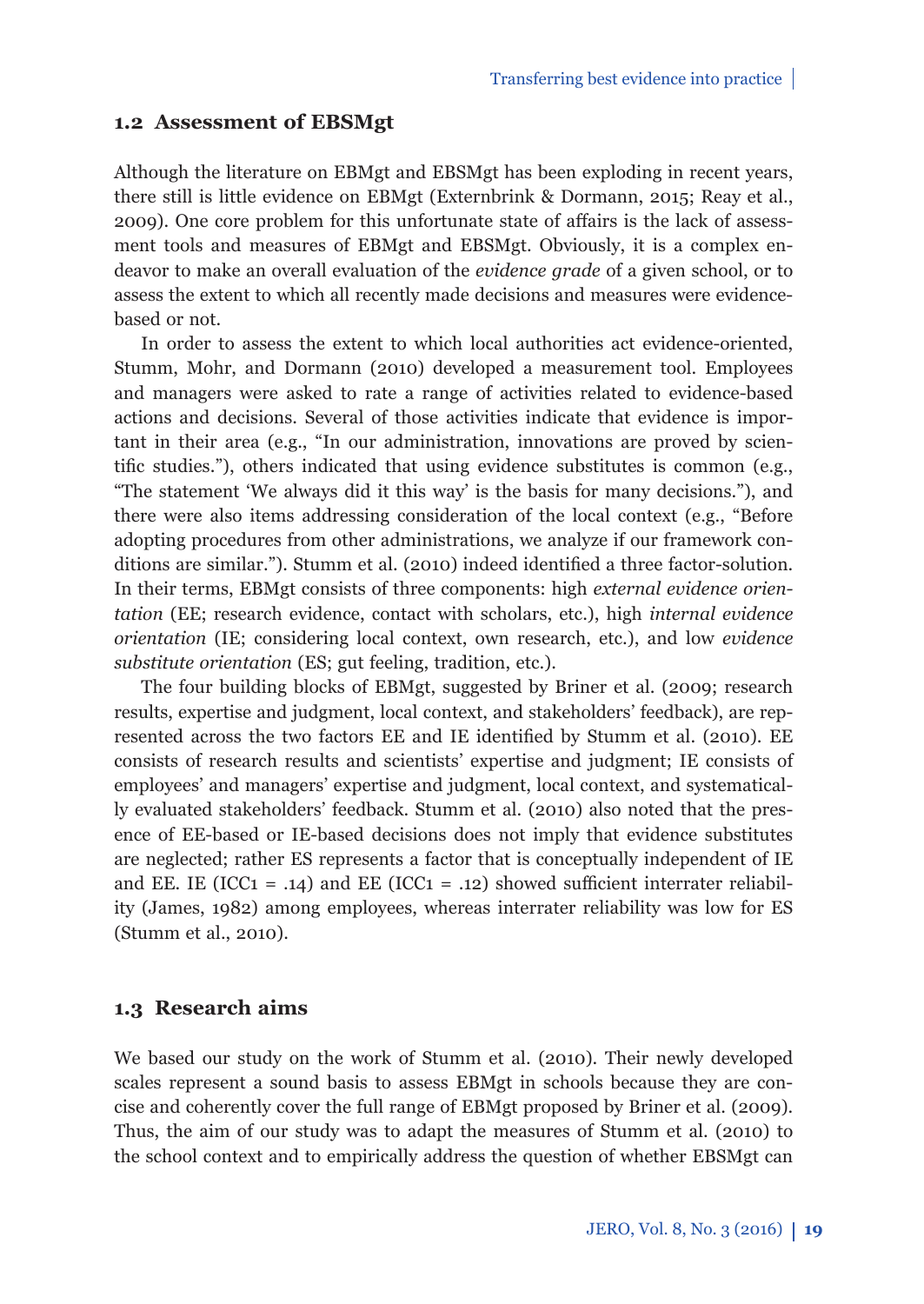## 1.2 Assessment of EBSMgt

Although the literature on EBMgt and EBSMgt has been exploding in recent years, there still is little evidence on EBMgt (Externbrink & Dormann, 2015; Reay et al., 2009). One core problem for this unfortunate state of affairs is the lack of assessment tools and measures of EBMgt and EBSMgt. Obviously, it is a complex endeavor to make an overall evaluation of the *evidence grade* of a given school, or to assess the extent to which all recently made decisions and measures were evidence-based or not.

In order to assess the extent to which local authorities act evidence-oriented, Stumm, Mohr, and Dormann (2010) developed a measurement tool. Employees and managers were asked to rate a range of activities related to evidence-based actions and decisions. Several of those activities indicate that evidence is important in their area (e.g., "In our administration, innovations are proved by scientific studies."), others indicated that using evidence substitutes is common (e.g., "The statement 'We always did it this way' is the basis for many decisions."), and there were also items addressing consideration of the local context (e.g., "Before adopting procedures from other administrations, we analyze if our framework conditions are similar."). Stumm et al. (2010) indeed identified a three factor-solution. In their terms, EBMgt consists of three components: high *external evidence orientation* (EE; research evidence, contact with scholars, etc.), high *internal evidence orientation* (IE; considering local context, own research, etc.), and low *evidence substitute orientation* (ES; gut feeling, tradition, etc.).

The four building blocks of EBMgt, suggested by Briner et al. (2009; research results, expertise and judgment, local context, and stakeholders' feedback), are represented across the two factors EE and IE identified by Stumm et al. (2010). EE consists of research results and scientists' expertise and judgment; IE consists of employees' and managers' expertise and judgment, local context, and systematically evaluated stakeholders' feedback. Stumm et al. (2010) also noted that the presence of EE-based or IE-based decisions does not imply that evidence substitutes are neglected; rather ES represents a factor that is conceptually independent of IE and EE. IE ($ICC1 = .14$) and EE ($ICC1 = .12$) showed sufficient interrater reliability (James, 1982) among employees, whereas interrater reliability was low for ES (Stumm et al., 2010).

## 1.3 Research aims

We based our study on the work of Stumm et al. (2010). Their newly developed scales represent a sound basis to assess EBMgt in schools because they are concise and coherently cover the full range of EBMgt proposed by Briner et al. (2009). Thus, the aim of our study was to adapt the measures of Stumm et al. (2010) to the school context and to empirically address the question of whether EBSMgt can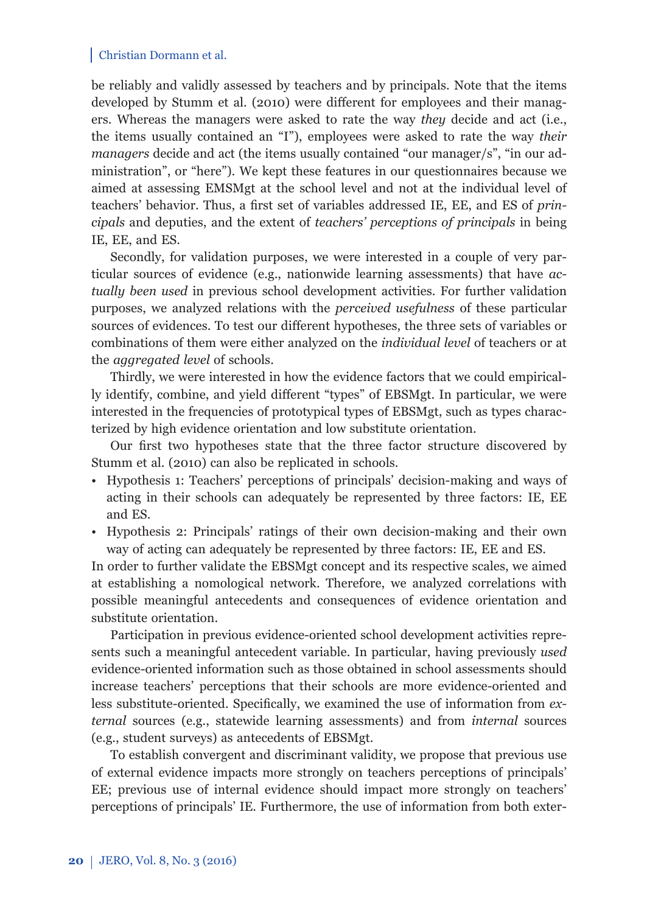be reliably and validly assessed by teachers and by principals. Note that the items developed by Stumm et al. (2010) were different for employees and their managers. Whereas the managers were asked to rate the way *they* decide and act (i.e., the items usually contained an "I"), employees were asked to rate the way *their managers* decide and act (the items usually contained "our manager/s", "in our administration", or "here"). We kept these features in our questionnaires because we aimed at assessing EMSMgt at the school level and not at the individual level of teachers' behavior. Thus, a first set of variables addressed IE, EE, and ES of *principals* and deputies, and the extent of *teachers' perceptions of principals* in being IE, EE, and ES.

Secondly, for validation purposes, we were interested in a couple of very particular sources of evidence (e.g., nationwide learning assessments) that have *actually been used* in previous school development activities. For further validation purposes, we analyzed relations with the *perceived usefulness* of these particular sources of evidences. To test our different hypotheses, the three sets of variables or combinations of them were either analyzed on the *individual level* of teachers or at the *aggregated level* of schools.

Thirdly, we were interested in how the evidence factors that we could empirically identify, combine, and yield different "types" of EBSMgt. In particular, we were interested in the frequencies of prototypical types of EBSMgt, such as types characterized by high evidence orientation and low substitute orientation.

Our first two hypotheses state that the three factor structure discovered by Stumm et al. (2010) can also be replicated in schools.

- Hypothesis 1: Teachers' perceptions of principals' decision-making and ways of acting in their schools can adequately be represented by three factors: IE, EE and ES.
- Hypothesis 2: Principals' ratings of their own decision-making and their own way of acting can adequately be represented by three factors: IE, EE and ES.

In order to further validate the EBSMgt concept and its respective scales, we aimed at establishing a nomological network. Therefore, we analyzed correlations with possible meaningful antecedents and consequences of evidence orientation and substitute orientation.

Participation in previous evidence-oriented school development activities represents such a meaningful antecedent variable. In particular, having previously *used* evidence-oriented information such as those obtained in school assessments should increase teachers' perceptions that their schools are more evidence-oriented and less substitute-oriented. Specifically, we examined the use of information from *external* sources (e.g., statewide learning assessments) and from *internal* sources (e.g., student surveys) as antecedents of EBSMgt.

To establish convergent and discriminant validity, we propose that previous use of external evidence impacts more strongly on teachers perceptions of principals' EE; previous use of internal evidence should impact more strongly on teachers' perceptions of principals' IE. Furthermore, the use of information from both exter-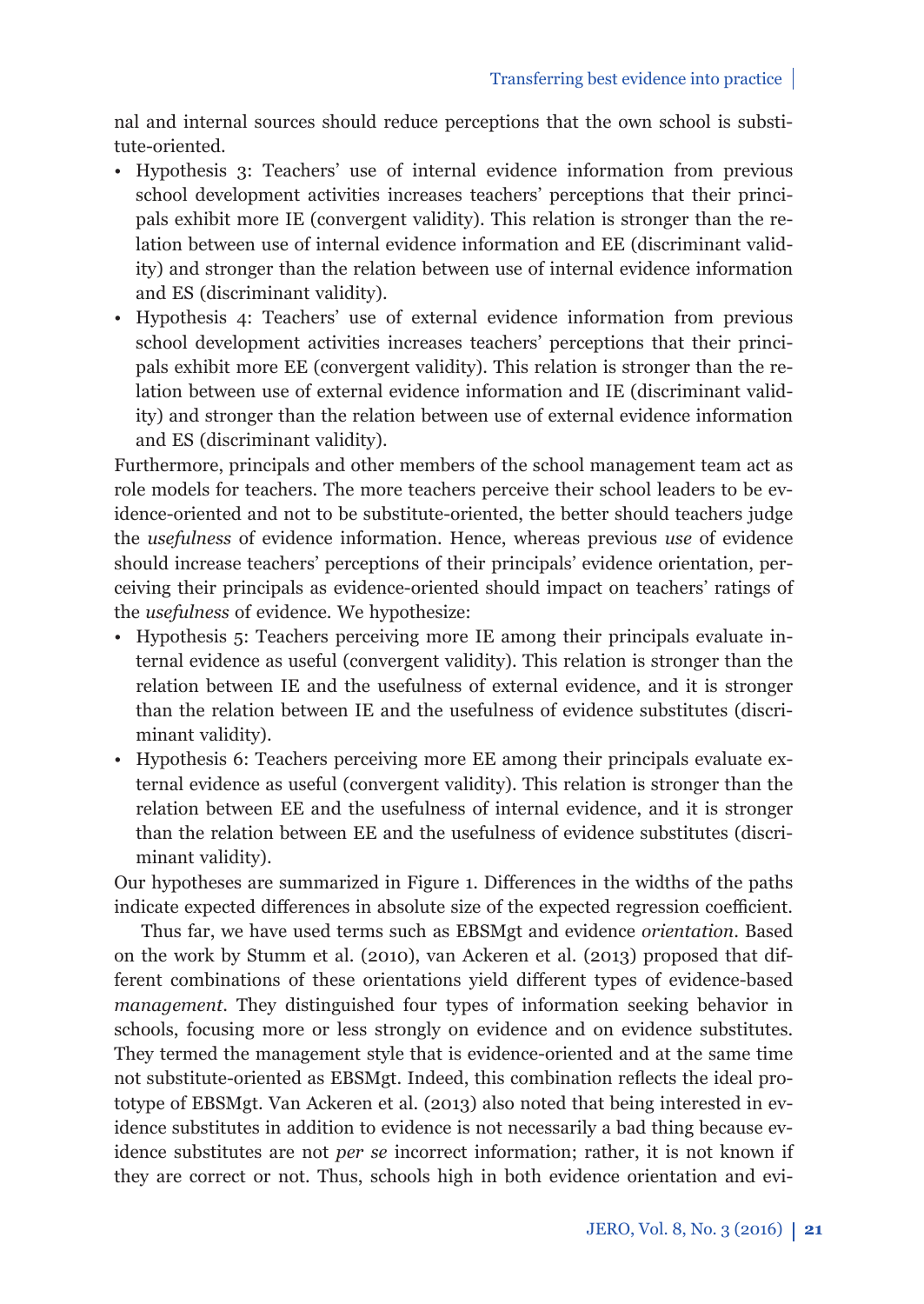nal and internal sources should reduce perceptions that the own school is substitute-oriented.

- Hypothesis 3: Teachers' use of internal evidence information from previous school development activities increases teachers' perceptions that their principals exhibit more IE (convergent validity). This relation is stronger than the relation between use of internal evidence information and EE (discriminant validity) and stronger than the relation between use of internal evidence information and ES (discriminant validity).
- Hypothesis 4: Teachers' use of external evidence information from previous school development activities increases teachers' perceptions that their principals exhibit more EE (convergent validity). This relation is stronger than the relation between use of external evidence information and IE (discriminant validity) and stronger than the relation between use of external evidence information and ES (discriminant validity).

Furthermore, principals and other members of the school management team act as role models for teachers. The more teachers perceive their school leaders to be evidence-oriented and not to be substitute-oriented, the better should teachers judge the *usefulness* of evidence information. Hence, whereas previous *use* of evidence should increase teachers' perceptions of their principals' evidence orientation, perceiving their principals as evidence-oriented should impact on teachers' ratings of the *usefulness* of evidence. We hypothesize:

- Hypothesis 5: Teachers perceiving more IE among their principals evaluate internal evidence as useful (convergent validity). This relation is stronger than the relation between IE and the usefulness of external evidence, and it is stronger than the relation between IE and the usefulness of evidence substitutes (discriminant validity).
- Hypothesis 6: Teachers perceiving more EE among their principals evaluate external evidence as useful (convergent validity). This relation is stronger than the relation between EE and the usefulness of internal evidence, and it is stronger than the relation between EE and the usefulness of evidence substitutes (discriminant validity).

Our hypotheses are summarized in Figure 1. Differences in the widths of the paths indicate expected differences in absolute size of the expected regression coefficient.

Thus far, we have used terms such as EBSMgt and evidence *orientation*. Based on the work by Stumm et al. (2010), van Ackeren et al. (2013) proposed that different combinations of these orientations yield different types of evidence-based *management*. They distinguished four types of information seeking behavior in schools, focusing more or less strongly on evidence and on evidence substitutes. They termed the management style that is evidence-oriented and at the same time not substitute-oriented as EBSMgt. Indeed, this combination reflects the ideal prototype of EBSMgt. Van Ackeren et al. (2013) also noted that being interested in evidence substitutes in addition to evidence is not necessarily a bad thing because evidence substitutes are not *per se* incorrect information; rather, it is not known if they are correct or not. Thus, schools high in both evidence orientation and evi-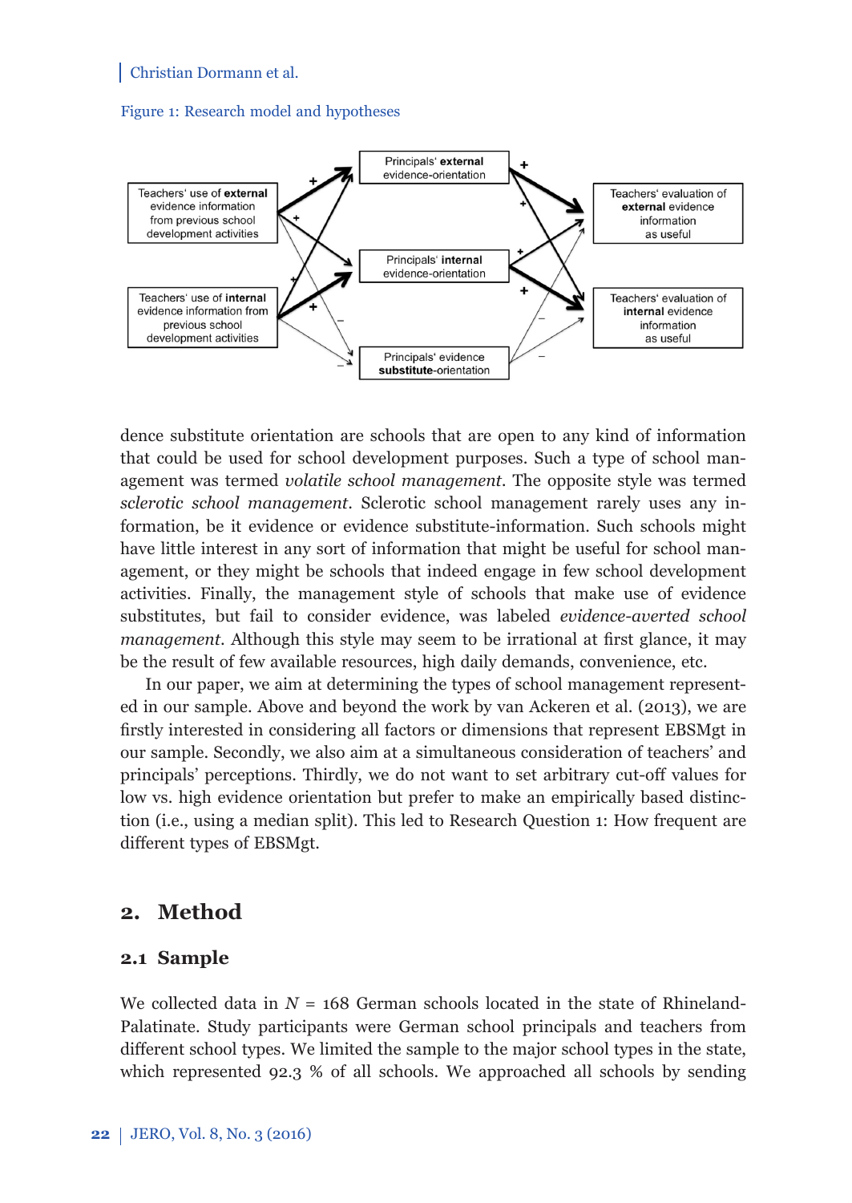Figure 1: Research model and hypotheses

dence substitute orientation are schools that are open to any kind of information that could be used for school development purposes. Such a type of school management was termed *volatile school management*. The opposite style was termed *sclerotic school management*. Sclerotic school management rarely uses any information, be it evidence or evidence substitute-information. Such schools might have little interest in any sort of information that might be useful for school management, or they might be schools that indeed engage in few school development activities. Finally, the management style of schools that make use of evidence substitutes, but fail to consider evidence, was labeled *evidence-averted school management*. Although this style may seem to be irrational at first glance, it may be the result of few available resources, high daily demands, convenience, etc.

In our paper, we aim at determining the types of school management represented in our sample. Above and beyond the work by van Ackeren et al. (2013), we are firstly interested in considering all factors or dimensions that represent EBSMgt in our sample. Secondly, we also aim at a simultaneous consideration of teachers' and principals' perceptions. Thirdly, we do not want to set arbitrary cut-off values for low vs. high evidence orientation but prefer to make an empirically based distinction (i.e., using a median split). This led to Research Question 1: How frequent are different types of EBSMgt.

## 2. Method

### 2.1 Sample

We collected data in $N$ = 168 German schools located in the state of Rhineland-Palatinate. Study participants were German school principals and teachers from different school types. We limited the sample to the major school types in the state, which represented 92.3 % of all schools. We approached all schools by sending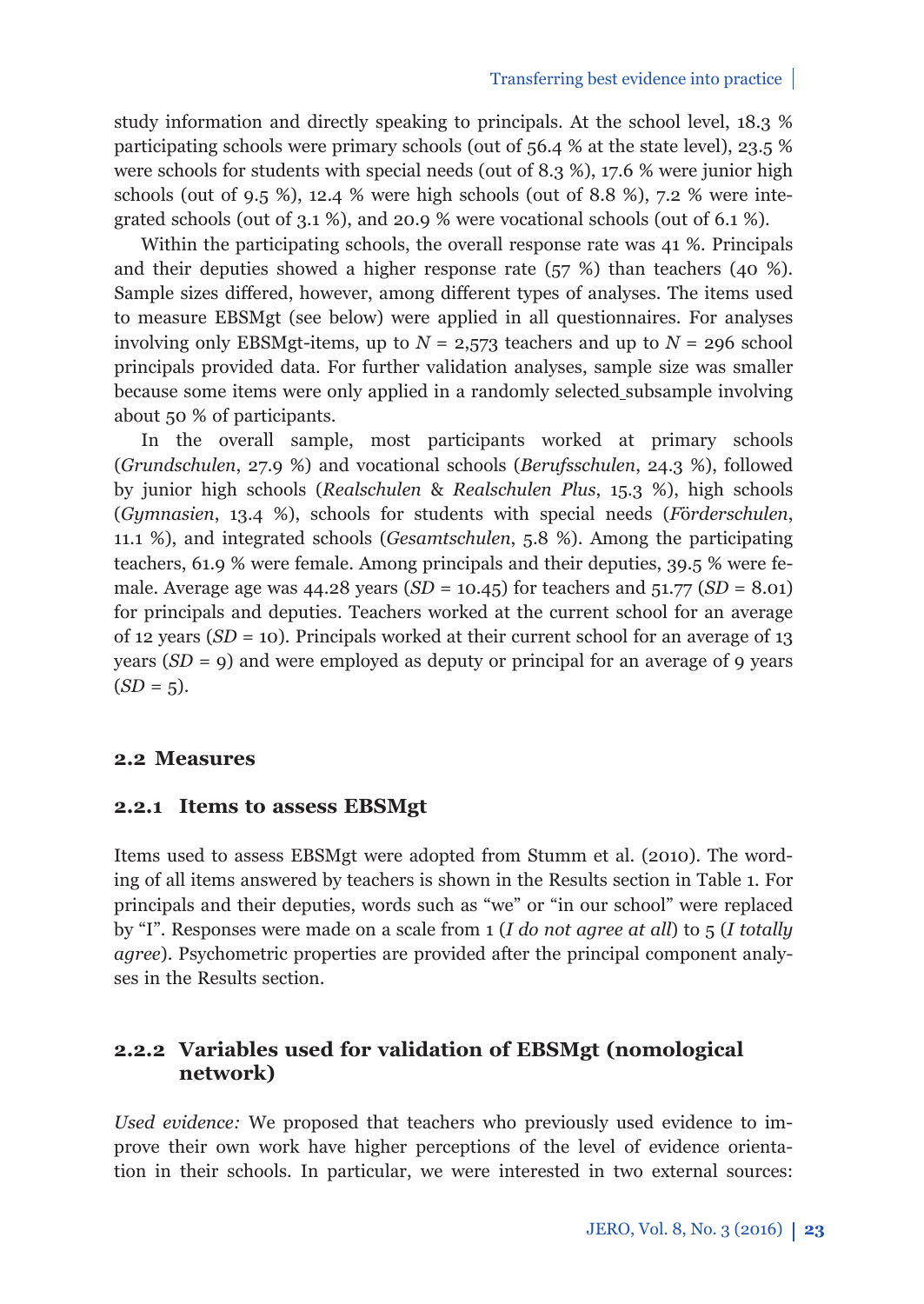study information and directly speaking to principals. At the school level, 18.3 % participating schools were primary schools (out of 56.4 % at the state level), 23.5 % were schools for students with special needs (out of 8.3 %), 17.6 % were junior high schools (out of 9.5 %), 12.4 % were high schools (out of 8.8 %), 7.2 % were integrated schools (out of 3.1 %), and 20.9 % were vocational schools (out of 6.1 %).

Within the participating schools, the overall response rate was 41 %. Principals and their deputies showed a higher response rate (57 %) than teachers (40 %). Sample sizes differed, however, among different types of analyses. The items used to measure EBSMgt (see below) were applied in all questionnaires. For analyses involving only EBSMgt-items, up to $N$ = 2,573 teachers and up to $N$ = 296 school principals provided data. For further validation analyses, sample size was smaller because some items were only applied in a randomly selected subsample involving about 50 % of participants.

In the overall sample, most participants worked at primary schools (*Grundschulen*, 27.9 %) and vocational schools (*Berufsschulen*, 24.3 %), followed by junior high schools (*Realschulen* & *Realschulen Plus*, 15.3 %), high schools (*Gymnasien*, 13.4 %), schools for students with special needs (*Förderschulen*, 11.1 %), and integrated schools (*Gesamtschulen*, 5.8 %). Among the participating teachers, 61.9 % were female. Among principals and their deputies, 39.5 % were female. Average age was 44.28 years ($SD$ = 10.45) for teachers and 51.77 ($SD$ = 8.01) for principals and deputies. Teachers worked at the current school for an average of 12 years ($SD$ = 10). Principals worked at their current school for an average of 13 years ($SD$ = 9) and were employed as deputy or principal for an average of 9 years ($SD$ = 5).

## 2.2 Measures

### 2.2.1 Items to assess EBSMgt

Items used to assess EBSMgt were adopted from Stumm et al. (2010). The wording of all items answered by teachers is shown in the Results section in Table 1. For principals and their deputies, words such as "we" or "in our school" were replaced by "I". Responses were made on a scale from 1 (*I do not agree at all*) to 5 (*I totally agree*). Psychometric properties are provided after the principal component analyses in the Results section.

### 2.2.2 Variables used for validation of EBSMgt (nomological network)

*Used evidence:* We proposed that teachers who previously used evidence to improve their own work have higher perceptions of the level of evidence orientation in their schools. In particular, we were interested in two external sources: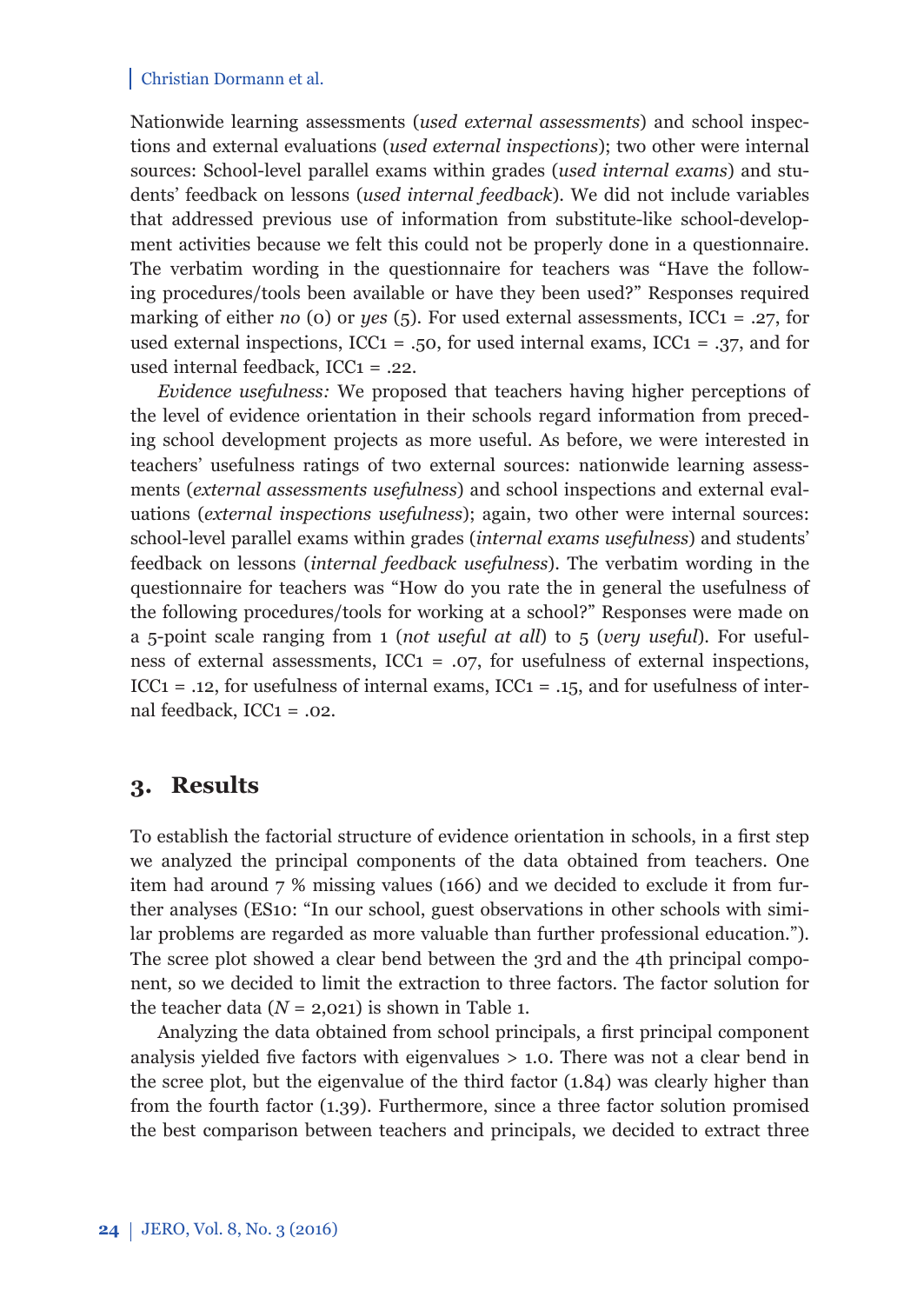Nationwide learning assessments (*used external assessments*) and school inspections and external evaluations (*used external inspections*); two other were internal sources: School-level parallel exams within grades (*used internal exams*) and students' feedback on lessons (*used internal feedback*). We did not include variables that addressed previous use of information from substitute-like school-development activities because we felt this could not be properly done in a questionnaire. The verbatim wording in the questionnaire for teachers was "Have the following procedures/tools been available or have they been used?" Responses required marking of either *no* (0) or *yes* (5). For used external assessments, ICC1 = .27, for used external inspections, ICC1 = .50, for used internal exams, ICC1 = .37, and for used internal feedback, ICC1 = .22.

*Evidence usefulness:* We proposed that teachers having higher perceptions of the level of evidence orientation in their schools regard information from preceding school development projects as more useful. As before, we were interested in teachers' usefulness ratings of two external sources: nationwide learning assessments (*external assessments usefulness*) and school inspections and external evaluations (*external inspections usefulness*); again, two other were internal sources: school-level parallel exams within grades (*internal exams usefulness*) and students' feedback on lessons (*internal feedback usefulness*). The verbatim wording in the questionnaire for teachers was "How do you rate the in general the usefulness of the following procedures/tools for working at a school?" Responses were made on a 5-point scale ranging from 1 (*not useful at all*) to 5 (*very useful*). For usefulness of external assessments, ICC1 = .07, for usefulness of external inspections, ICC1 = .12, for usefulness of internal exams, ICC1 = .15, and for usefulness of internal feedback, ICC1 = .02.

## 3. Results

To establish the factorial structure of evidence orientation in schools, in a first step we analyzed the principal components of the data obtained from teachers. One item had around 7 % missing values (166) and we decided to exclude it from further analyses (ES10: "In our school, guest observations in other schools with similar problems are regarded as more valuable than further professional education."). The scree plot showed a clear bend between the 3rd and the 4th principal component, so we decided to limit the extraction to three factors. The factor solution for the teacher data ($N$ = 2,021) is shown in Table 1.

Analyzing the data obtained from school principals, a first principal component analysis yielded five factors with eigenvalues > 1.0. There was not a clear bend in the scree plot, but the eigenvalue of the third factor (1.84) was clearly higher than from the fourth factor (1.39). Furthermore, since a three factor solution promised the best comparison between teachers and principals, we decided to extract three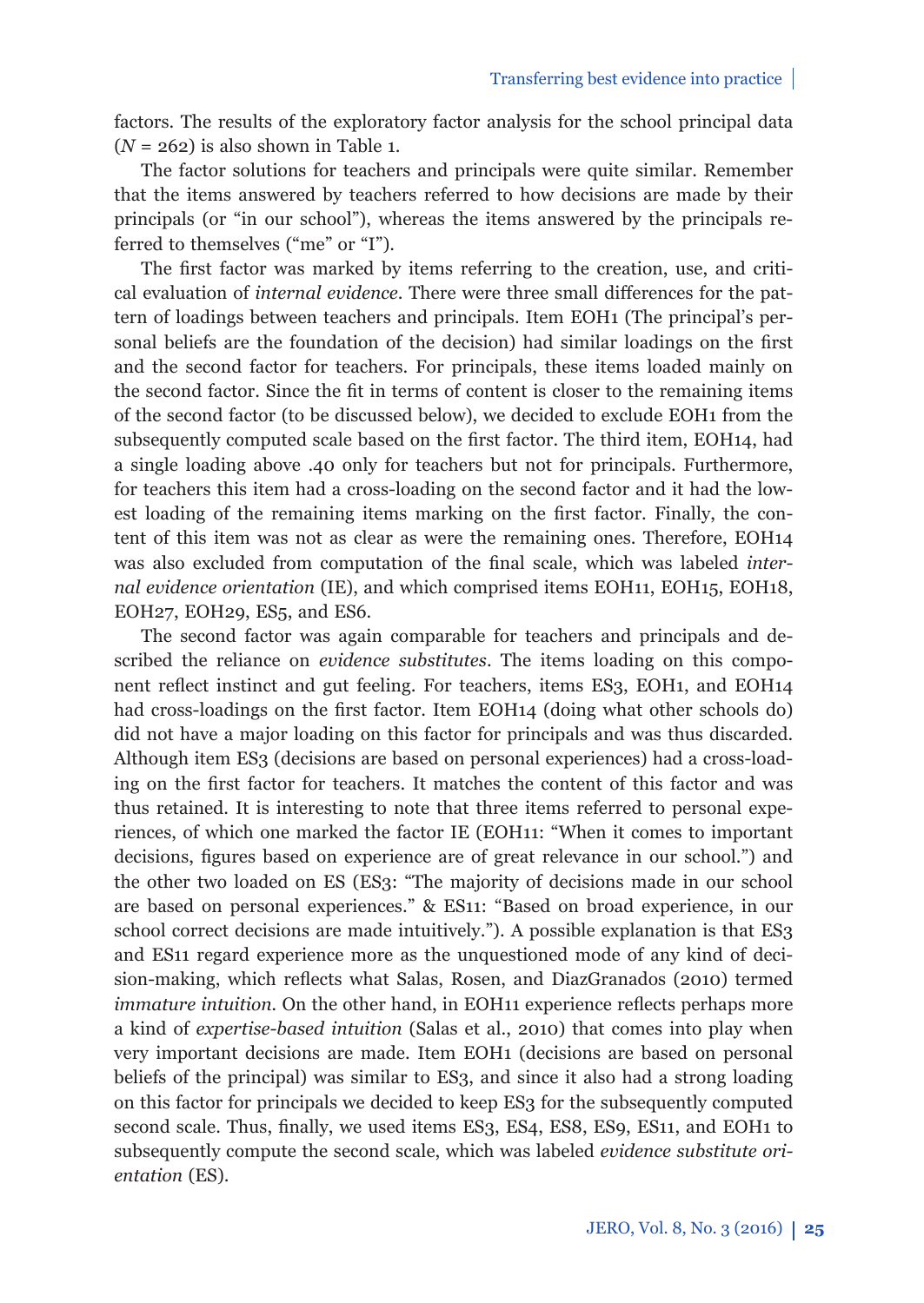factors. The results of the exploratory factor analysis for the school principal data ($N$ = 262) is also shown in Table 1.

The factor solutions for teachers and principals were quite similar. Remember that the items answered by teachers referred to how decisions are made by their principals (or "in our school"), whereas the items answered by the principals referred to themselves ("me" or "I").

The first factor was marked by items referring to the creation, use, and critical evaluation of *internal evidence*. There were three small differences for the pattern of loadings between teachers and principals. Item EOH1 (The principal's personal beliefs are the foundation of the decision) had similar loadings on the first and the second factor for teachers. For principals, these items loaded mainly on the second factor. Since the fit in terms of content is closer to the remaining items of the second factor (to be discussed below), we decided to exclude EOH1 from the subsequently computed scale based on the first factor. The third item, EOH14, had a single loading above .40 only for teachers but not for principals. Furthermore, for teachers this item had a cross-loading on the second factor and it had the lowest loading of the remaining items marking on the first factor. Finally, the content of this item was not as clear as were the remaining ones. Therefore, EOH14 was also excluded from computation of the final scale, which was labeled *internal evidence orientation* (IE), and which comprised items EOH11, EOH15, EOH18, EOH27, EOH29, ES5, and ES6.

The second factor was again comparable for teachers and principals and described the reliance on *evidence substitutes*. The items loading on this component reflect instinct and gut feeling. For teachers, items ES3, EOH1, and EOH14 had cross-loadings on the first factor. Item EOH14 (doing what other schools do) did not have a major loading on this factor for principals and was thus discarded. Although item ES3 (decisions are based on personal experiences) had a cross-loading on the first factor for teachers. It matches the content of this factor and was thus retained. It is interesting to note that three items referred to personal experiences, of which one marked the factor IE (EOH11: "When it comes to important decisions, figures based on experience are of great relevance in our school.") and the other two loaded on ES (ES3: "The majority of decisions made in our school are based on personal experiences." & ES11: "Based on broad experience, in our school correct decisions are made intuitively."). A possible explanation is that ES3 and ES11 regard experience more as the unquestioned mode of any kind of decision-making, which reflects what Salas, Rosen, and DiazGranados (2010) termed *immature intuition*. On the other hand, in EOH11 experience reflects perhaps more a kind of *expertise-based intuition* (Salas et al., 2010) that comes into play when very important decisions are made. Item EOH1 (decisions are based on personal beliefs of the principal) was similar to ES3, and since it also had a strong loading on this factor for principals we decided to keep ES3 for the subsequently computed second scale. Thus, finally, we used items ES3, ES4, ES8, ES9, ES11, and EOH1 to subsequently compute the second scale, which was labeled *evidence substitute orientation* (ES).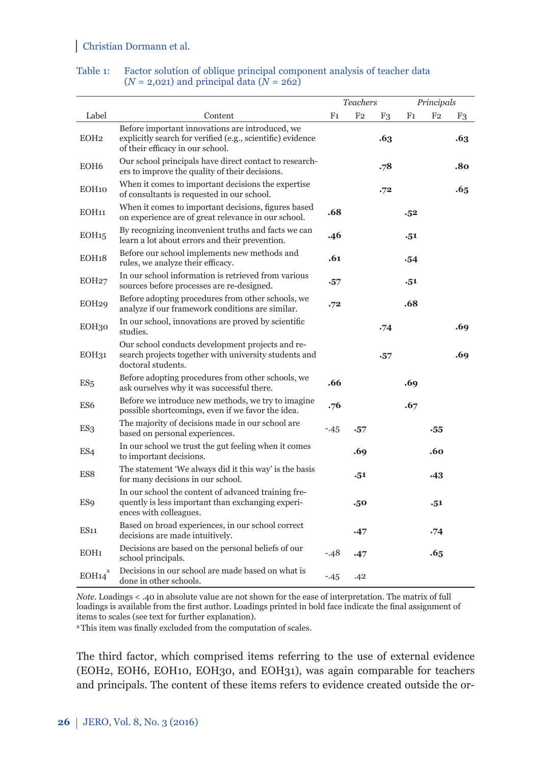Table 1: Factor solution of oblique principal component analysis of teacher data ($N$ = 2,021) and principal data ($N$ = 262)

| Label | Content | Teachers F1 | Teachers F2 | Teachers F3 | Principals F1 | Principals F2 | Principals F3 |
|---|---|---|---|---|---|---|---|
| EOH2 | Before important innovations are introduced, we explicitly search for verified (e.g., scientific) evidence of their efficacy in our school. | | | **.63** | | | **.63** |
| EOH6 | Our school principals have direct contact to researchers to improve the quality of their decisions. | | | **.78** | | | **.80** |
| EOH10 | When it comes to important decisions the expertise of consultants is requested in our school. | | | **.72** | | | **.65** |
| EOH11 | When it comes to important decisions, figures based on experience are of great relevance in our school. | **.68** | | | **.52** | | |
| EOH15 | By recognizing inconvenient truths and facts we can learn a lot about errors and their prevention. | **.46** | | | **.51** | | |
| EOH18 | Before our school implements new methods and rules, we analyze their efficacy. | **.61** | | | **.54** | | |
| EOH27 | In our school information is retrieved from various sources before processes are re-designed. | **.57** | | | **.51** | | |
| EOH29 | Before adopting procedures from other schools, we analyze if our framework conditions are similar. | **.72** | | | **.68** | | |
| EOH30 | In our school, innovations are proved by scientific studies. | | | **.74** | | | **.69** |
| EOH31 | Our school conducts development projects and research projects together with university students and doctoral students. | | | **.57** | | | **.69** |
| ES5 | Before adopting procedures from other schools, we ask ourselves why it was successful there. | **.66** | | | **.69** | | |
| ES6 | Before we introduce new methods, we try to imagine possible shortcomings, even if we favor the idea. | **.76** | | | **.67** | | |
| ES3 | The majority of decisions made in our school are based on personal experiences. | -.45 | **.57** | | | **.55** | |
| ES4 | In our school we trust the gut feeling when it comes to important decisions. | | **.69** | | | **.60** | |
| ES8 | The statement 'We always did it this way' is the basis for many decisions in our school. | | **.51** | | | **.43** | |
| ES9 | In our school the content of advanced training frequently is less important than exchanging experiences with colleagues. | | **.50** | | | **.51** | |
| ES11 | Based on broad experiences, in our school correct decisions are made intuitively. | | **.47** | | | **.74** | |
| EOH1 | Decisions are based on the personal beliefs of our school principals. | -.48 | **.47** | | | **.65** | |
| EOH14[a] | Decisions in our school are made based on what is done in other schools. | -.45 | .42 | | | | |

*Note.* Loadings < .40 in absolute value are not shown for the ease of interpretation. The matrix of full loadings is available from the first author. Loadings printed in bold face indicate the final assignment of items to scales (see text for further explanation).

[a] This item was finally excluded from the computation of scales.

The third factor, which comprised items referring to the use of external evidence (EOH2, EOH6, EOH10, EOH30, and EOH31), was again comparable for teachers and principals. The content of these items refers to evidence created outside the or-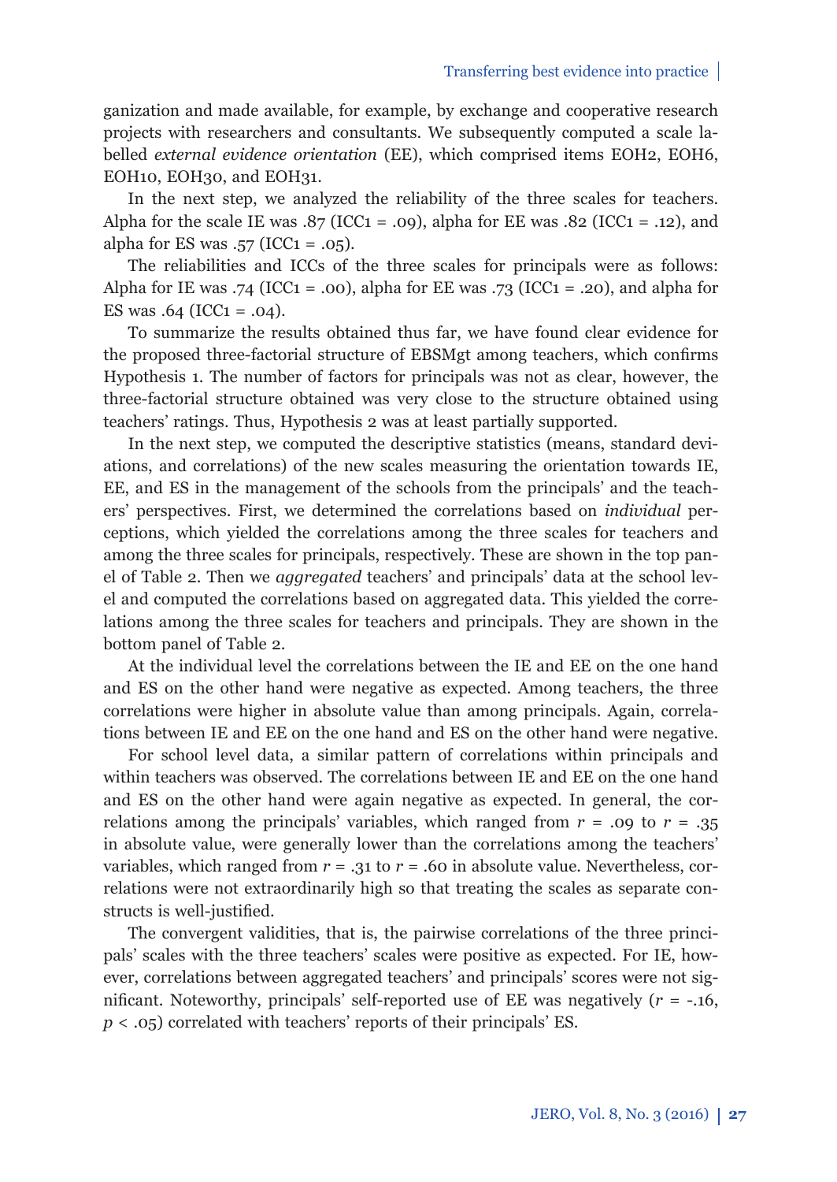ganization and made available, for example, by exchange and cooperative research projects with researchers and consultants. We subsequently computed a scale labelled *external evidence orientation* (EE), which comprised items EOH2, EOH6, EOH10, EOH30, and EOH31.

In the next step, we analyzed the reliability of the three scales for teachers. Alpha for the scale IE was .87 (ICC1 = .09), alpha for EE was .82 (ICC1 = .12), and alpha for ES was .57 (ICC1 = .05).

The reliabilities and ICCs of the three scales for principals were as follows: Alpha for IE was .74 (ICC1 = .00), alpha for EE was .73 (ICC1 = .20), and alpha for ES was .64 (ICC1 = .04).

To summarize the results obtained thus far, we have found clear evidence for the proposed three-factorial structure of EBSMgt among teachers, which confirms Hypothesis 1. The number of factors for principals was not as clear, however, the three-factorial structure obtained was very close to the structure obtained using teachers' ratings. Thus, Hypothesis 2 was at least partially supported.

In the next step, we computed the descriptive statistics (means, standard deviations, and correlations) of the new scales measuring the orientation towards IE, EE, and ES in the management of the schools from the principals' and the teachers' perspectives. First, we determined the correlations based on *individual* perceptions, which yielded the correlations among the three scales for teachers and among the three scales for principals, respectively. These are shown in the top panel of Table 2. Then we *aggregated* teachers' and principals' data at the school level and computed the correlations based on aggregated data. This yielded the correlations among the three scales for teachers and principals. They are shown in the bottom panel of Table 2.

At the individual level the correlations between the IE and EE on the one hand and ES on the other hand were negative as expected. Among teachers, the three correlations were higher in absolute value than among principals. Again, correlations between IE and EE on the one hand and ES on the other hand were negative.

For school level data, a similar pattern of correlations within principals and within teachers was observed. The correlations between IE and EE on the one hand and ES on the other hand were again negative as expected. In general, the correlations among the principals' variables, which ranged from $r$ = .09 to $r$ = .35 in absolute value, were generally lower than the correlations among the teachers' variables, which ranged from $r$ = .31 to $r$ = .60 in absolute value. Nevertheless, correlations were not extraordinarily high so that treating the scales as separate constructs is well-justified.

The convergent validities, that is, the pairwise correlations of the three principals' scales with the three teachers' scales were positive as expected. For IE, however, correlations between aggregated teachers' and principals' scores were not significant. Noteworthy, principals' self-reported use of EE was negatively ($r$ = -.16, $p$ < .05) correlated with teachers' reports of their principals' ES.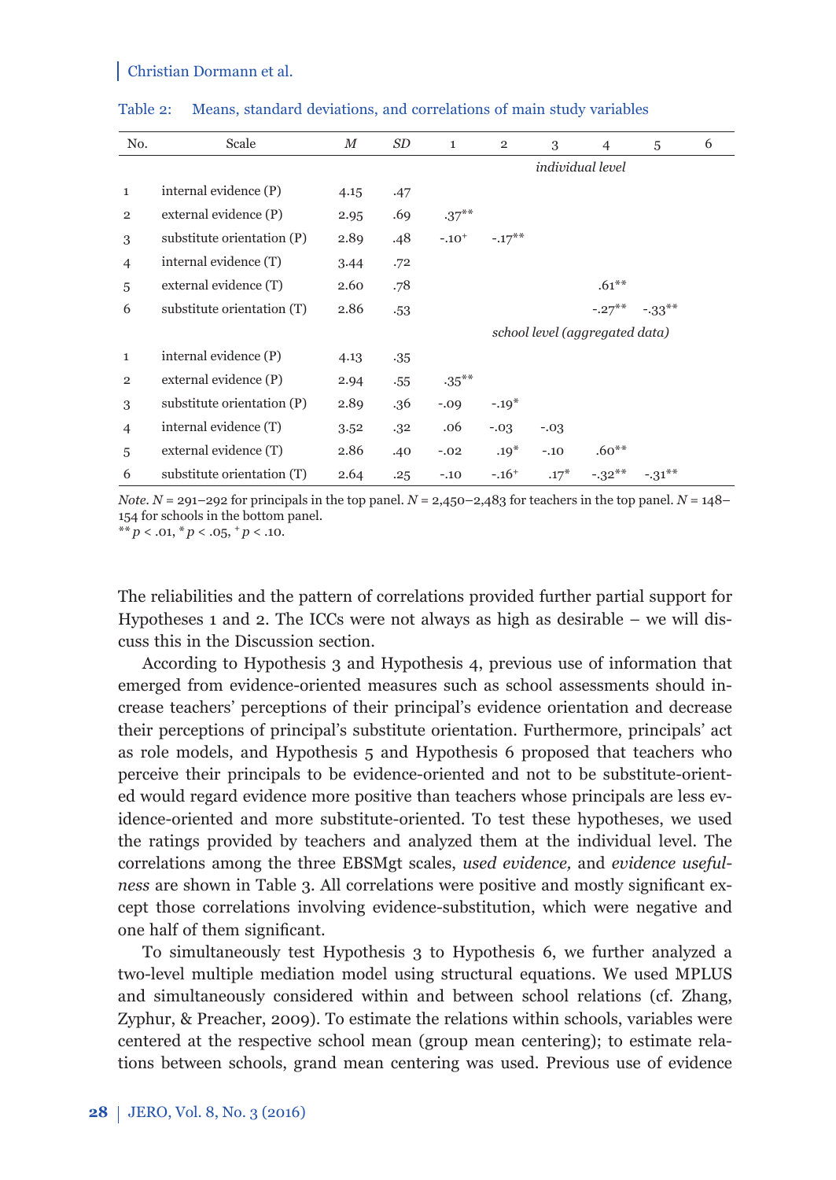Table 2: Means, standard deviations, and correlations of main study variables

| No. | Scale | *M* | *SD* | 1 | 2 | 3 | 4 | 5 | 6 |
|---|---|---|---|---|---|---|---|---|---|
| | | | | | | *individual level* | | | |
| 1 | internal evidence (P) | 4.15 | .47 | | | | | | |
| 2 | external evidence (P) | 2.95 | .69 | .37** | | | | | |
| 3 | substitute orientation (P) | 2.89 | .48 | -.10+ | -.17** | | | | |
| 4 | internal evidence (T) | 3.44 | .72 | | | | | | |
| 5 | external evidence (T) | 2.60 | .78 | | | | .61** | | |
| 6 | substitute orientation (T) | 2.86 | .53 | | | | -.27** | -.33** | |
| | | | | | | *school level (aggregated data)* | | | |
| 1 | internal evidence (P) | 4.13 | .35 | | | | | | |
| 2 | external evidence (P) | 2.94 | .55 | .35** | | | | | |
| 3 | substitute orientation (P) | 2.89 | .36 | -.09 | -.19* | | | | |
| 4 | internal evidence (T) | 3.52 | .32 | .06 | -.03 | -.03 | | | |
| 5 | external evidence (T) | 2.86 | .40 | -.02 | .19* | -.10 | .60** | | |
| 6 | substitute orientation (T) | 2.64 | .25 | -.10 | -.16+ | .17* | -.32** | -.31** | |

*Note.* $N$ = 291–292 for principals in the top panel. $N$ = 2,450–2,483 for teachers in the top panel. $N$ = 148–154 for schools in the bottom panel.
** $p < .01$, * $p < .05$, + $p < .10$.

The reliabilities and the pattern of correlations provided further partial support for Hypotheses 1 and 2. The ICCs were not always as high as desirable – we will discuss this in the Discussion section.

According to Hypothesis 3 and Hypothesis 4, previous use of information that emerged from evidence-oriented measures such as school assessments should increase teachers' perceptions of their principal's evidence orientation and decrease their perceptions of principal's substitute orientation. Furthermore, principals' act as role models, and Hypothesis 5 and Hypothesis 6 proposed that teachers who perceive their principals to be evidence-oriented and not to be substitute-oriented would regard evidence more positive than teachers whose principals are less evidence-oriented and more substitute-oriented. To test these hypotheses, we used the ratings provided by teachers and analyzed them at the individual level. The correlations among the three EBSMgt scales, *used evidence,* and *evidence usefulness* are shown in Table 3. All correlations were positive and mostly significant except those correlations involving evidence-substitution, which were negative and one half of them significant.

To simultaneously test Hypothesis 3 to Hypothesis 6, we further analyzed a two-level multiple mediation model using structural equations. We used MPLUS and simultaneously considered within and between school relations (cf. Zhang, Zyphur, & Preacher, 2009). To estimate the relations within schools, variables were centered at the respective school mean (group mean centering); to estimate relations between schools, grand mean centering was used. Previous use of evidence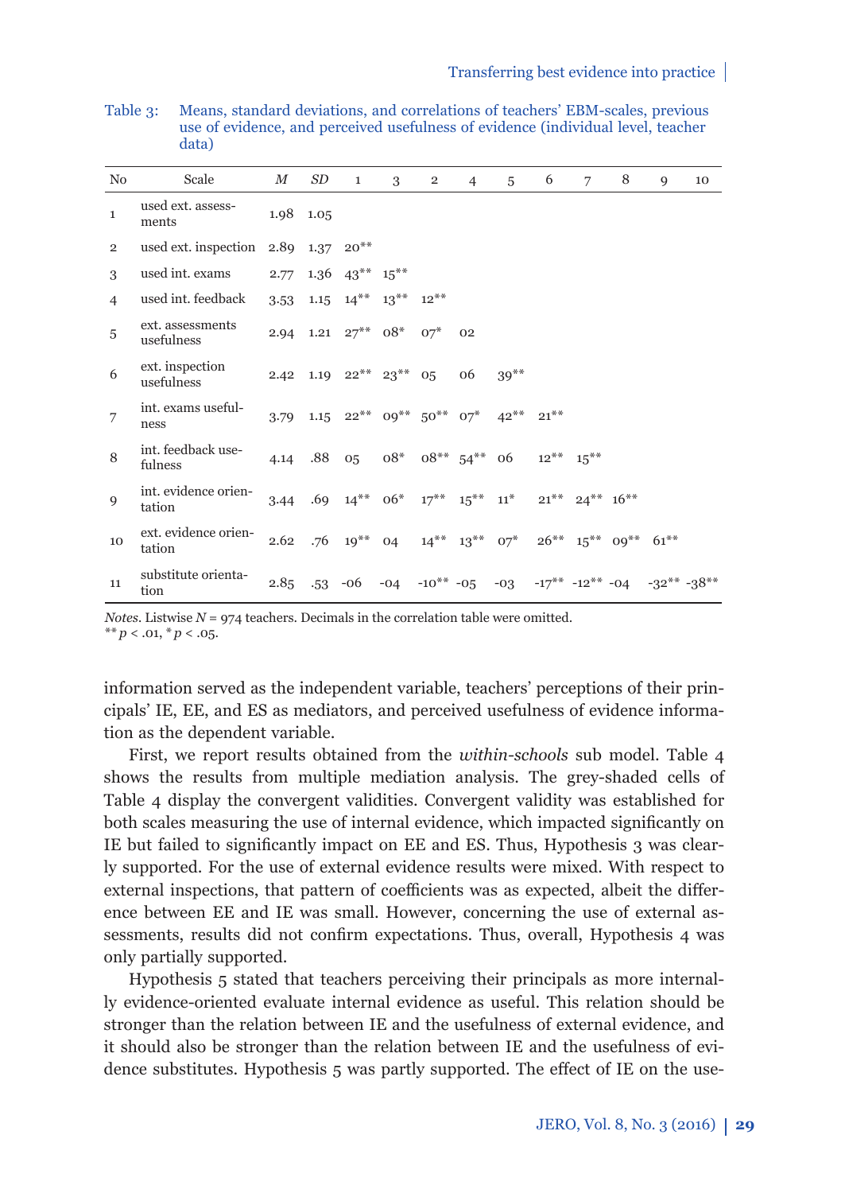Table 3: Means, standard deviations, and correlations of teachers' EBM-scales, previous use of evidence, and perceived usefulness of evidence (individual level, teacher data)

| No | Scale | *M* | *SD* | 1 | 3 | 2 | 4 | 5 | 6 | 7 | 8 | 9 | 10 |
|---|---|---|---|---|---|---|---|---|---|---|---|---|---|
| 1 | used ext. assessments | 1.98 | 1.05 | | | | | | | | | | |
| 2 | used ext. inspection | 2.89 | 1.37 | 20** | | | | | | | | | |
| 3 | used int. exams | 2.77 | 1.36 | 43** | 15** | | | | | | | | |
| 4 | used int. feedback | 3.53 | 1.15 | 14** | 13** | 12** | | | | | | | |
| 5 | ext. assessments usefulness | 2.94 | 1.21 | 27** | 08* | 07* | 02 | | | | | | |
| 6 | ext. inspection usefulness | 2.42 | 1.19 | 22** | 23** | 05 | 06 | 39** | | | | | |
| 7 | int. exams usefulness | 3.79 | 1.15 | 22** | 09** | 50** | 07* | 42** | 21** | | | | |
| 8 | int. feedback usefulness | 4.14 | .88 | 05 | 08* | 08** | 54** | 06 | 12** | 15** | | | |
| 9 | int. evidence orientation | 3.44 | .69 | 14** | 06* | 17** | 15** | 11* | 21** | 24** | 16** | | |
| 10 | ext. evidence orientation | 2.62 | .76 | 19** | 04 | 14** | 13** | 07* | 26** | 15** | 09** | 61** | |
| 11 | substitute orientation | 2.85 | .53 | -06 | -04 | -10** | -05 | -03 | -17** | -12** | -04 | -32** | -38** |

*Notes*. Listwise *N* = 974 teachers. Decimals in the correlation table were omitted.
** $p < .01$, * $p < .05$.

information served as the independent variable, teachers' perceptions of their principals' IE, EE, and ES as mediators, and perceived usefulness of evidence information as the dependent variable.

First, we report results obtained from the *within-schools* sub model. Table 4 shows the results from multiple mediation analysis. The grey-shaded cells of Table 4 display the convergent validities. Convergent validity was established for both scales measuring the use of internal evidence, which impacted significantly on IE but failed to significantly impact on EE and ES. Thus, Hypothesis 3 was clearly supported. For the use of external evidence results were mixed. With respect to external inspections, that pattern of coefficients was as expected, albeit the difference between EE and IE was small. However, concerning the use of external assessments, results did not confirm expectations. Thus, overall, Hypothesis 4 was only partially supported.

Hypothesis 5 stated that teachers perceiving their principals as more internally evidence-oriented evaluate internal evidence as useful. This relation should be stronger than the relation between IE and the usefulness of external evidence, and it should also be stronger than the relation between IE and the usefulness of evidence substitutes. Hypothesis 5 was partly supported. The effect of IE on the use-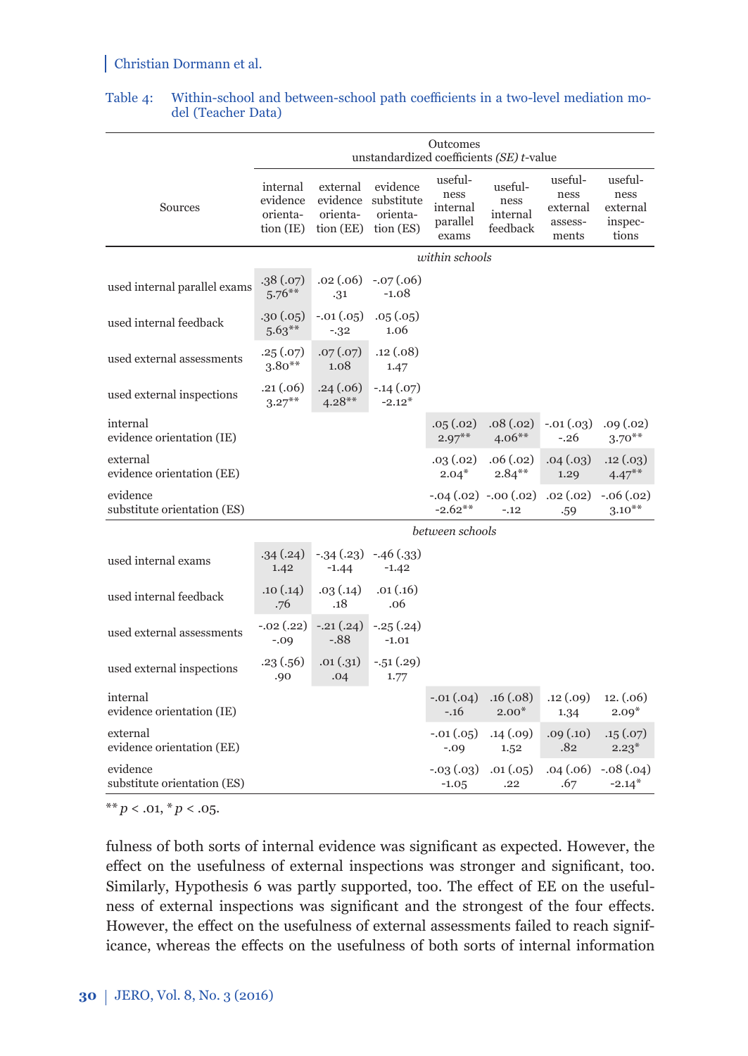Table 4: Within-school and between-school path coefficients in a two-level mediation model (Teacher Data)

| Sources | internal evidence orientation (IE) | external evidence orientation (EE) | evidence substitute orientation (ES) | usefulness internal parallel exams | usefulness internal feedback | usefulness external assessments | usefulness external inspections |
|---|---|---|---|---|---|---|---|
| | Outcomes unstandardized coefficients *(SE) t*-value | | | | | | |
| | *within schools* | | | | | | |
| used internal parallel exams | .38 (.07) 5.76** | .02 (.06) .31 | -.07 (.06) -1.08 | | | | |
| used internal feedback | .30 (.05) 5.63** | -.01 (.05) -.32 | .05 (.05) 1.06 | | | | |
| used external assessments | .25 (.07) 3.80** | .07 (.07) 1.08 | .12 (.08) 1.47 | | | | |
| used external inspections | .21 (.06) 3.27** | .24 (.06) 4.28** | -.14 (.07) -2.12* | | | | |
| internal evidence orientation (IE) | | | | .05 (.02) 2.97** | .08 (.02) 4.06** | -.01 (.03) -.26 | .09 (.02) 3.70** |
| external evidence orientation (EE) | | | | .03 (.02) 2.04* | .06 (.02) 2.84** | .04 (.03) 1.29 | .12 (.03) 4.47** |
| evidence substitute orientation (ES) | | | | -.04 (.02) -2.62** | -.00 (.02) -.12 | .02 (.02) .59 | -.06 (.02) 3.10** |
| | *between schools* | | | | | | |
| used internal exams | .34 (.24) 1.42 | -.34 (.23) -1.44 | -.46 (.33) -1.42 | | | | |
| used internal feedback | .10 (.14) .76 | .03 (.14) .18 | .01 (.16) .06 | | | | |
| used external assessments | -.02 (.22) -.09 | -.21 (.24) -.88 | -.25 (.24) -1.01 | | | | |
| used external inspections | .23 (.56) .90 | .01 (.31) .04 | -.51 (.29) 1.77 | | | | |
| internal evidence orientation (IE) | | | | -.01 (.04) -.16 | .16 (.08) 2.00* | .12 (.09) 1.34 | 12. (.06) 2.09* |
| external evidence orientation (EE) | | | | -.01 (.05) -.09 | .14 (.09) 1.52 | .09 (.10) .82 | .15 (.07) 2.23* |
| evidence substitute orientation (ES) | | | | -.03 (.03) -1.05 | .01 (.05) .22 | .04 (.06) .67 | -.08 (.04) -2.14* |

** $p < .01$, * $p < .05$.

fulness of both sorts of internal evidence was significant as expected. However, the effect on the usefulness of external inspections was stronger and significant, too. Similarly, Hypothesis 6 was partly supported, too. The effect of EE on the usefulness of external inspections was significant and the strongest of the four effects. However, the effect on the usefulness of external assessments failed to reach significance, whereas the effects on the usefulness of both sorts of internal information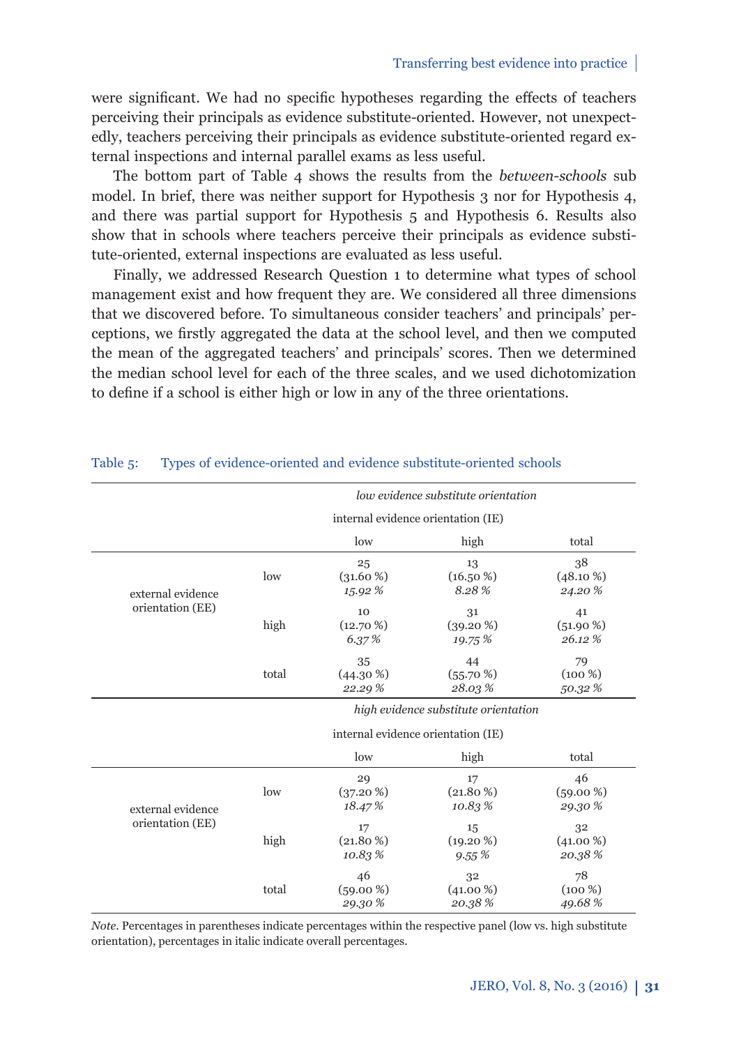were significant. We had no specific hypotheses regarding the effects of teachers perceiving their principals as evidence substitute-oriented. However, not unexpectedly, teachers perceiving their principals as evidence substitute-oriented regard external inspections and internal parallel exams as less useful.

The bottom part of Table 4 shows the results from the *between-schools* sub model. In brief, there was neither support for Hypothesis 3 nor for Hypothesis 4, and there was partial support for Hypothesis 5 and Hypothesis 6. Results also show that in schools where teachers perceive their principals as evidence substitute-oriented, external inspections are evaluated as less useful.

Finally, we addressed Research Question 1 to determine what types of school management exist and how frequent they are. We considered all three dimensions that we discovered before. To simultaneous consider teachers' and principals' perceptions, we firstly aggregated the data at the school level, and then we computed the mean of the aggregated teachers' and principals' scores. Then we determined the median school level for each of the three scales, and we used dichotomization to define if a school is either high or low in any of the three orientations.

Table 5: Types of evidence-oriented and evidence substitute-oriented schools

| | | *low evidence substitute orientation* | | |
|---|---|---|---|---|
| | | internal evidence orientation (IE) | | |
| | | low | high | total |
| external evidence orientation (EE) | low | 25 (31.60 %) *15.92 %* | 13 (16.50 %) *8.28 %* | 38 (48.10 %) *24.20 %* |
| | high | 10 (12.70 %) *6.37 %* | 31 (39.20 %) *19.75 %* | 41 (51.90 %) *26.12 %* |
| | total | 35 (44.30 %) *22.29 %* | 44 (55.70 %) *28.03 %* | 79 (100 %) *50.32 %* |
| | | *high evidence substitute orientation* | | |
| | | internal evidence orientation (IE) | | |
| | | low | high | total |
| external evidence orientation (EE) | low | 29 (37.20 %) *18.47 %* | 17 (21.80 %) *10.83 %* | 46 (59.00 %) *29.30 %* |
| | high | 17 (21.80 %) *10.83 %* | 15 (19.20 %) *9.55 %* | 32 (41.00 %) *20.38 %* |
| | total | 46 (59.00 %) *29.30 %* | 32 (41.00 %) *20.38 %* | 78 (100 %) *49.68 %* |

*Note.* Percentages in parentheses indicate percentages within the respective panel (low vs. high substitute orientation), percentages in italic indicate overall percentages.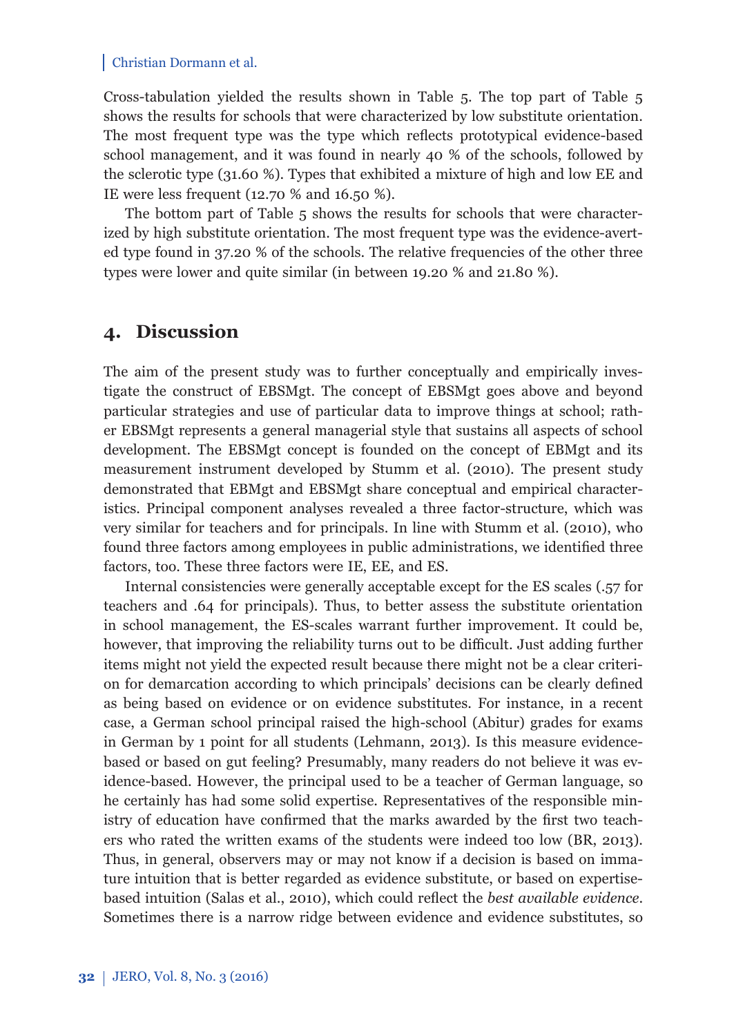Cross-tabulation yielded the results shown in Table 5. The top part of Table 5 shows the results for schools that were characterized by low substitute orientation. The most frequent type was the type which reflects prototypical evidence-based school management, and it was found in nearly 40 % of the schools, followed by the sclerotic type (31.60 %). Types that exhibited a mixture of high and low EE and IE were less frequent (12.70 % and 16.50 %).

The bottom part of Table 5 shows the results for schools that were characterized by high substitute orientation. The most frequent type was the evidence-averted type found in 37.20 % of the schools. The relative frequencies of the other three types were lower and quite similar (in between 19.20 % and 21.80 %).

## 4. Discussion

The aim of the present study was to further conceptually and empirically investigate the construct of EBSMgt. The concept of EBSMgt goes above and beyond particular strategies and use of particular data to improve things at school; rather EBSMgt represents a general managerial style that sustains all aspects of school development. The EBSMgt concept is founded on the concept of EBMgt and its measurement instrument developed by Stumm et al. (2010). The present study demonstrated that EBMgt and EBSMgt share conceptual and empirical characteristics. Principal component analyses revealed a three factor-structure, which was very similar for teachers and for principals. In line with Stumm et al. (2010), who found three factors among employees in public administrations, we identified three factors, too. These three factors were IE, EE, and ES.

Internal consistencies were generally acceptable except for the ES scales (.57 for teachers and .64 for principals). Thus, to better assess the substitute orientation in school management, the ES-scales warrant further improvement. It could be, however, that improving the reliability turns out to be difficult. Just adding further items might not yield the expected result because there might not be a clear criterion for demarcation according to which principals' decisions can be clearly defined as being based on evidence or on evidence substitutes. For instance, in a recent case, a German school principal raised the high-school (Abitur) grades for exams in German by 1 point for all students (Lehmann, 2013). Is this measure evidence-based or based on gut feeling? Presumably, many readers do not believe it was evidence-based. However, the principal used to be a teacher of German language, so he certainly has had some solid expertise. Representatives of the responsible ministry of education have confirmed that the marks awarded by the first two teachers who rated the written exams of the students were indeed too low (BR, 2013). Thus, in general, observers may or may not know if a decision is based on immature intuition that is better regarded as evidence substitute, or based on expertise-based intuition (Salas et al., 2010), which could reflect the *best available evidence*. Sometimes there is a narrow ridge between evidence and evidence substitutes, so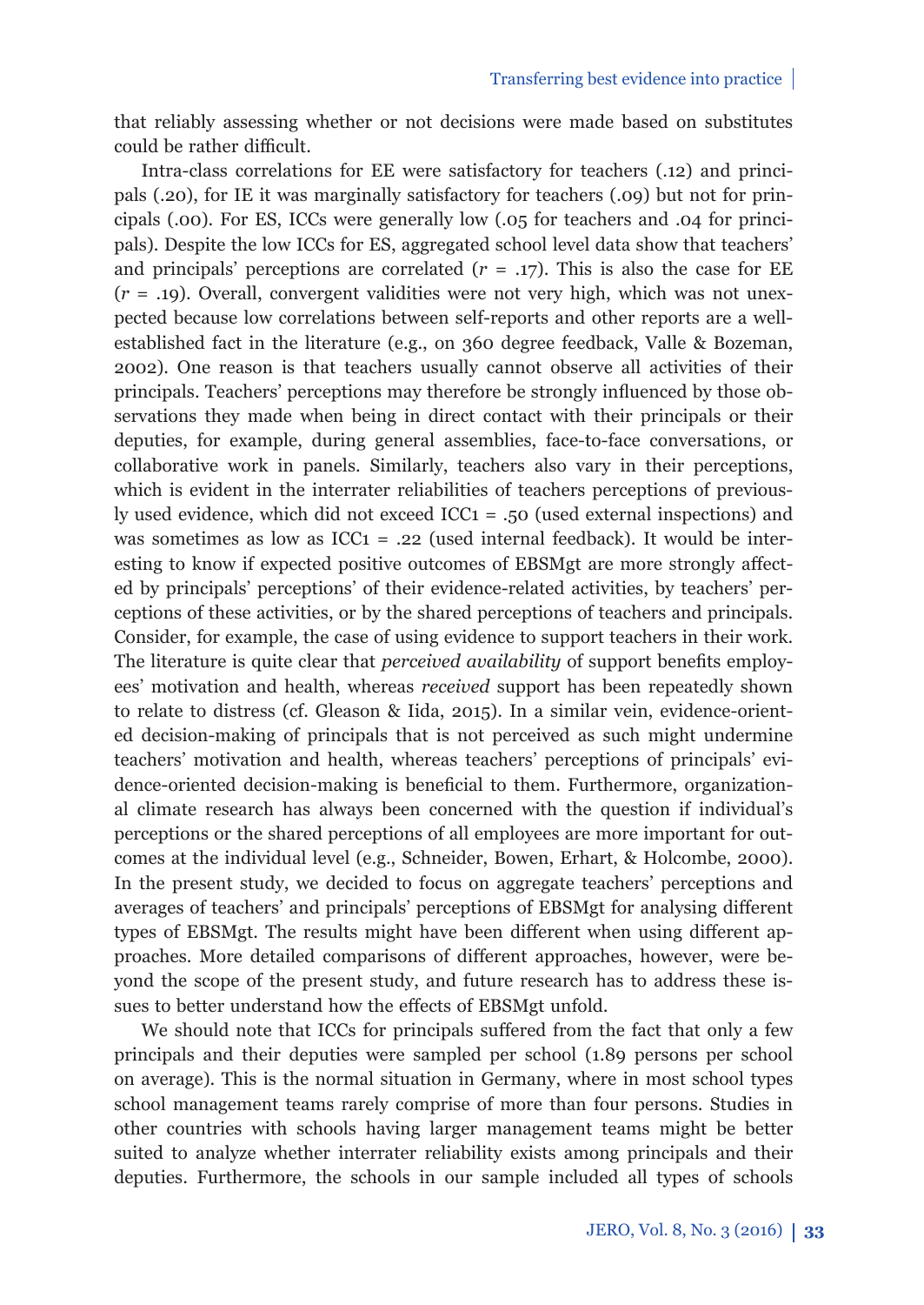that reliably assessing whether or not decisions were made based on substitutes could be rather difficult.

Intra-class correlations for EE were satisfactory for teachers (.12) and principals (.20), for IE it was marginally satisfactory for teachers (.09) but not for principals (.00). For ES, ICCs were generally low (.05 for teachers and .04 for principals). Despite the low ICCs for ES, aggregated school level data show that teachers' and principals' perceptions are correlated ($r$ = .17). This is also the case for EE ($r$ = .19). Overall, convergent validities were not very high, which was not unexpected because low correlations between self-reports and other reports are a well-established fact in the literature (e.g., on 360 degree feedback, Valle & Bozeman, 2002). One reason is that teachers usually cannot observe all activities of their principals. Teachers' perceptions may therefore be strongly influenced by those observations they made when being in direct contact with their principals or their deputies, for example, during general assemblies, face-to-face conversations, or collaborative work in panels. Similarly, teachers also vary in their perceptions, which is evident in the interrater reliabilities of teachers perceptions of previously used evidence, which did not exceed ICC1 = .50 (used external inspections) and was sometimes as low as ICC1 = .22 (used internal feedback). It would be interesting to know if expected positive outcomes of EBSMgt are more strongly affected by principals' perceptions' of their evidence-related activities, by teachers' perceptions of these activities, or by the shared perceptions of teachers and principals. Consider, for example, the case of using evidence to support teachers in their work. The literature is quite clear that *perceived availability* of support benefits employees' motivation and health, whereas *received* support has been repeatedly shown to relate to distress (cf. Gleason & Iida, 2015). In a similar vein, evidence-oriented decision-making of principals that is not perceived as such might undermine teachers' motivation and health, whereas teachers' perceptions of principals' evidence-oriented decision-making is beneficial to them. Furthermore, organizational climate research has always been concerned with the question if individual's perceptions or the shared perceptions of all employees are more important for outcomes at the individual level (e.g., Schneider, Bowen, Erhart, & Holcombe, 2000). In the present study, we decided to focus on aggregate teachers' perceptions and averages of teachers' and principals' perceptions of EBSMgt for analysing different types of EBSMgt. The results might have been different when using different approaches. More detailed comparisons of different approaches, however, were beyond the scope of the present study, and future research has to address these issues to better understand how the effects of EBSMgt unfold.

We should note that ICCs for principals suffered from the fact that only a few principals and their deputies were sampled per school (1.89 persons per school on average). This is the normal situation in Germany, where in most school types school management teams rarely comprise of more than four persons. Studies in other countries with schools having larger management teams might be better suited to analyze whether interrater reliability exists among principals and their deputies. Furthermore, the schools in our sample included all types of schools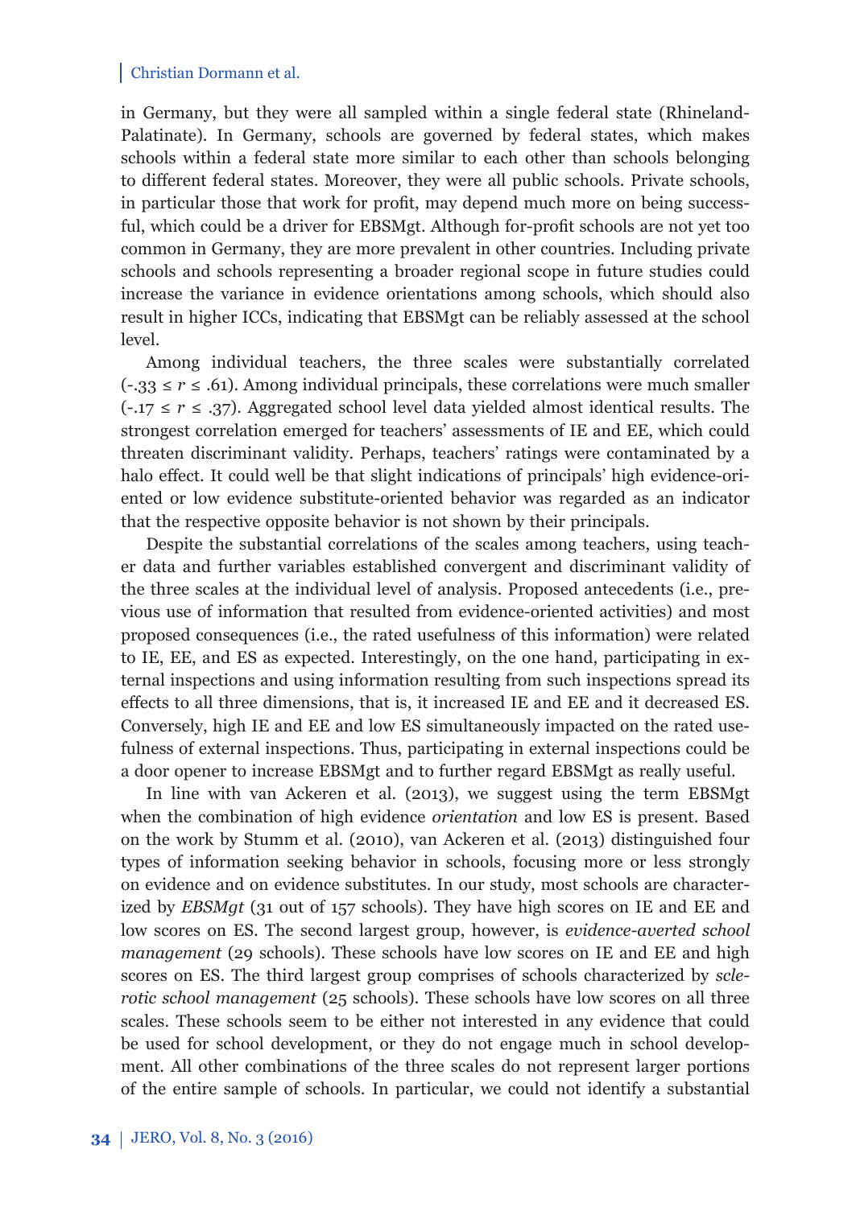in Germany, but they were all sampled within a single federal state (Rhineland-Palatinate). In Germany, schools are governed by federal states, which makes schools within a federal state more similar to each other than schools belonging to different federal states. Moreover, they were all public schools. Private schools, in particular those that work for profit, may depend much more on being successful, which could be a driver for EBSMgt. Although for-profit schools are not yet too common in Germany, they are more prevalent in other countries. Including private schools and schools representing a broader regional scope in future studies could increase the variance in evidence orientations among schools, which should also result in higher ICCs, indicating that EBSMgt can be reliably assessed at the school level.

Among individual teachers, the three scales were substantially correlated ($-.33 \leq r \leq .61$). Among individual principals, these correlations were much smaller ($-.17 \leq r \leq .37$). Aggregated school level data yielded almost identical results. The strongest correlation emerged for teachers' assessments of IE and EE, which could threaten discriminant validity. Perhaps, teachers' ratings were contaminated by a halo effect. It could well be that slight indications of principals' high evidence-oriented or low evidence substitute-oriented behavior was regarded as an indicator that the respective opposite behavior is not shown by their principals.

Despite the substantial correlations of the scales among teachers, using teacher data and further variables established convergent and discriminant validity of the three scales at the individual level of analysis. Proposed antecedents (i.e., previous use of information that resulted from evidence-oriented activities) and most proposed consequences (i.e., the rated usefulness of this information) were related to IE, EE, and ES as expected. Interestingly, on the one hand, participating in external inspections and using information resulting from such inspections spread its effects to all three dimensions, that is, it increased IE and EE and it decreased ES. Conversely, high IE and EE and low ES simultaneously impacted on the rated usefulness of external inspections. Thus, participating in external inspections could be a door opener to increase EBSMgt and to further regard EBSMgt as really useful.

In line with van Ackeren et al. (2013), we suggest using the term EBSMgt when the combination of high evidence *orientation* and low ES is present. Based on the work by Stumm et al. (2010), van Ackeren et al. (2013) distinguished four types of information seeking behavior in schools, focusing more or less strongly on evidence and on evidence substitutes. In our study, most schools are characterized by *EBSMgt* (31 out of 157 schools). They have high scores on IE and EE and low scores on ES. The second largest group, however, is *evidence-averted school management* (29 schools). These schools have low scores on IE and EE and high scores on ES. The third largest group comprises of schools characterized by *sclerotic school management* (25 schools). These schools have low scores on all three scales. These schools seem to be either not interested in any evidence that could be used for school development, or they do not engage much in school development. All other combinations of the three scales do not represent larger portions of the entire sample of schools. In particular, we could not identify a substantial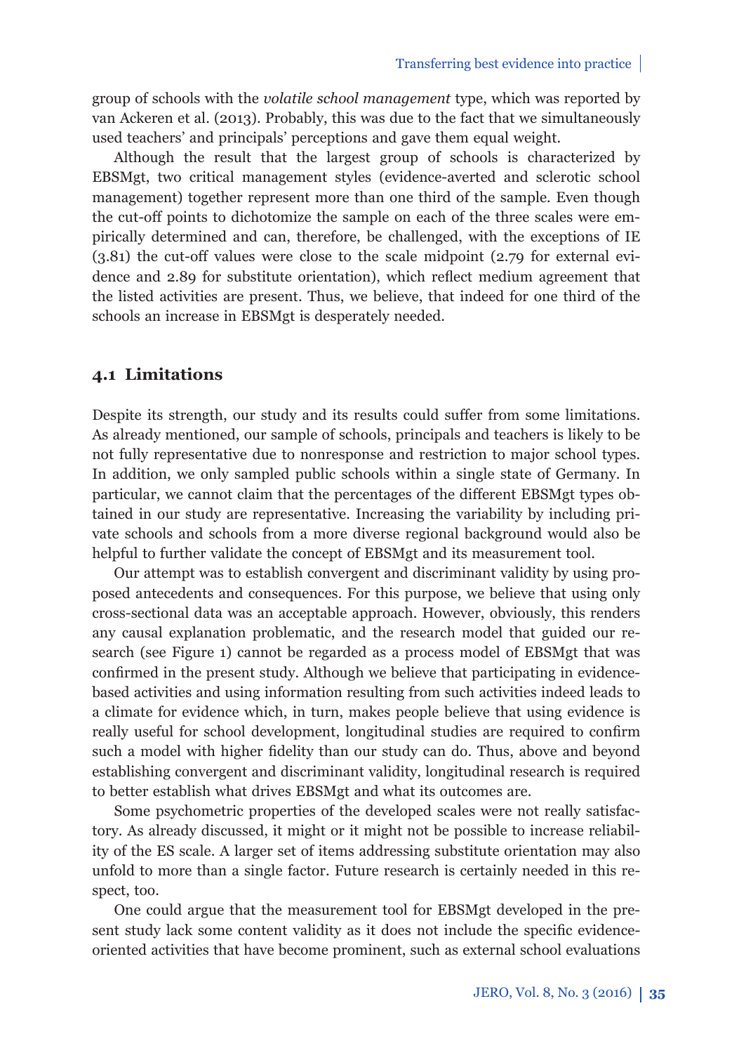group of schools with the *volatile school management* type, which was reported by van Ackeren et al. (2013). Probably, this was due to the fact that we simultaneously used teachers' and principals' perceptions and gave them equal weight.

Although the result that the largest group of schools is characterized by EBSMgt, two critical management styles (evidence-averted and sclerotic school management) together represent more than one third of the sample. Even though the cut-off points to dichotomize the sample on each of the three scales were empirically determined and can, therefore, be challenged, with the exceptions of IE (3.81) the cut-off values were close to the scale midpoint (2.79 for external evidence and 2.89 for substitute orientation), which reflect medium agreement that the listed activities are present. Thus, we believe, that indeed for one third of the schools an increase in EBSMgt is desperately needed.

## 4.1 Limitations

Despite its strength, our study and its results could suffer from some limitations. As already mentioned, our sample of schools, principals and teachers is likely to be not fully representative due to nonresponse and restriction to major school types. In addition, we only sampled public schools within a single state of Germany. In particular, we cannot claim that the percentages of the different EBSMgt types obtained in our study are representative. Increasing the variability by including private schools and schools from a more diverse regional background would also be helpful to further validate the concept of EBSMgt and its measurement tool.

Our attempt was to establish convergent and discriminant validity by using proposed antecedents and consequences. For this purpose, we believe that using only cross-sectional data was an acceptable approach. However, obviously, this renders any causal explanation problematic, and the research model that guided our research (see Figure 1) cannot be regarded as a process model of EBSMgt that was confirmed in the present study. Although we believe that participating in evidence-based activities and using information resulting from such activities indeed leads to a climate for evidence which, in turn, makes people believe that using evidence is really useful for school development, longitudinal studies are required to confirm such a model with higher fidelity than our study can do. Thus, above and beyond establishing convergent and discriminant validity, longitudinal research is required to better establish what drives EBSMgt and what its outcomes are.

Some psychometric properties of the developed scales were not really satisfactory. As already discussed, it might or it might not be possible to increase reliability of the ES scale. A larger set of items addressing substitute orientation may also unfold to more than a single factor. Future research is certainly needed in this respect, too.

One could argue that the measurement tool for EBSMgt developed in the present study lack some content validity as it does not include the specific evidence-oriented activities that have become prominent, such as external school evaluations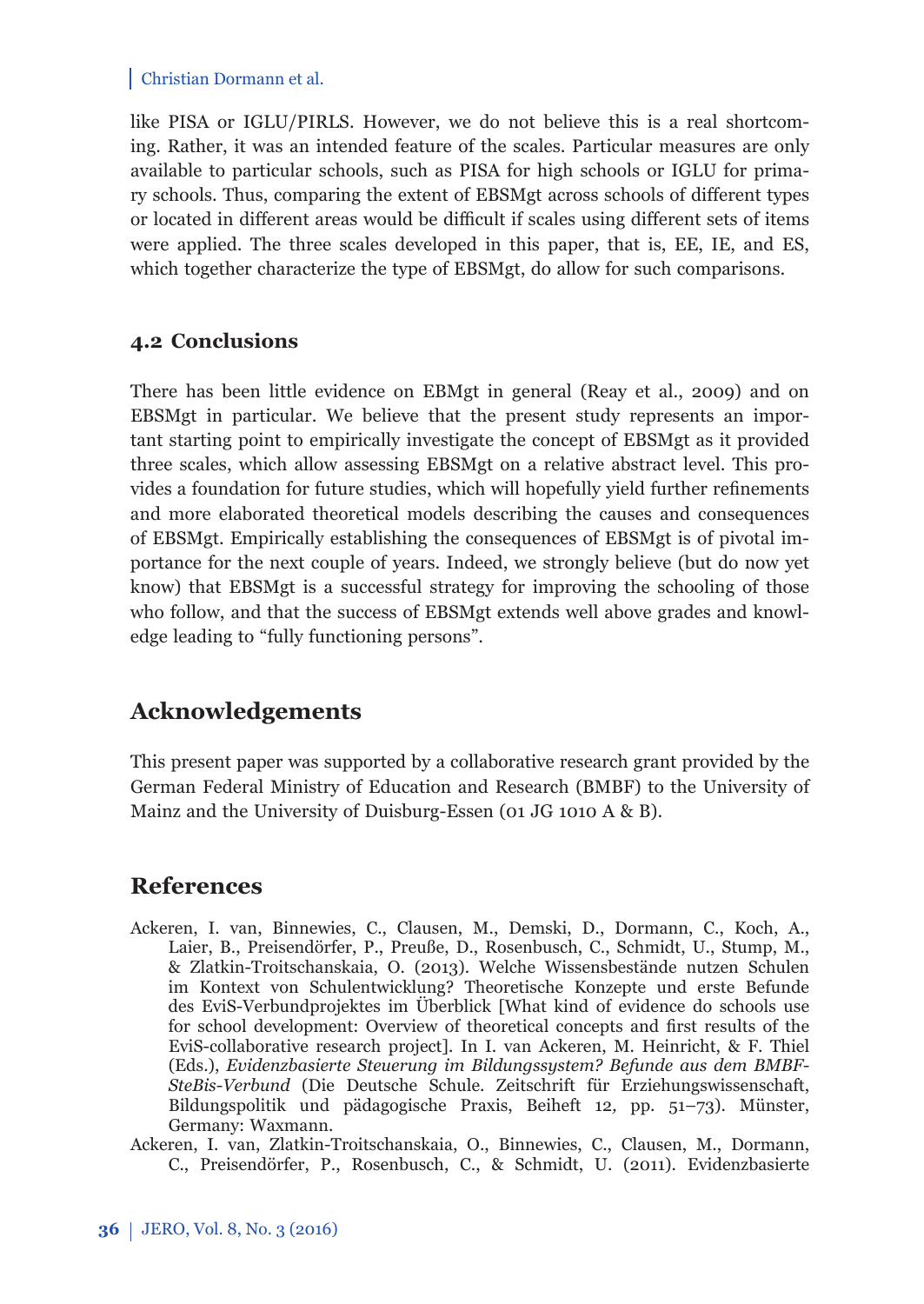like PISA or IGLU/PIRLS. However, we do not believe this is a real shortcoming. Rather, it was an intended feature of the scales. Particular measures are only available to particular schools, such as PISA for high schools or IGLU for primary schools. Thus, comparing the extent of EBSMgt across schools of different types or located in different areas would be difficult if scales using different sets of items were applied. The three scales developed in this paper, that is, EE, IE, and ES, which together characterize the type of EBSMgt, do allow for such comparisons.

### 4.2 Conclusions

There has been little evidence on EBMgt in general (Reay et al., 2009) and on EBSMgt in particular. We believe that the present study represents an important starting point to empirically investigate the concept of EBSMgt as it provided three scales, which allow assessing EBSMgt on a relative abstract level. This provides a foundation for future studies, which will hopefully yield further refinements and more elaborated theoretical models describing the causes and consequences of EBSMgt. Empirically establishing the consequences of EBSMgt is of pivotal importance for the next couple of years. Indeed, we strongly believe (but do now yet know) that EBSMgt is a successful strategy for improving the schooling of those who follow, and that the success of EBSMgt extends well above grades and knowledge leading to "fully functioning persons".

## Acknowledgements

This present paper was supported by a collaborative research grant provided by the German Federal Ministry of Education and Research (BMBF) to the University of Mainz and the University of Duisburg-Essen (01 JG 1010 A & B).

## References

Ackeren, I. van, Binnewies, C., Clausen, M., Demski, D., Dormann, C., Koch, A., Laier, B., Preisendörfer, P., Preuße, D., Rosenbusch, C., Schmidt, U., Stump, M., & Zlatkin-Troitschanskaia, O. (2013). Welche Wissensbestände nutzen Schulen im Kontext von Schulentwicklung? Theoretische Konzepte und erste Befunde des EviS-Verbundprojektes im Überblick [What kind of evidence do schools use for school development: Overview of theoretical concepts and first results of the EviS-collaborative research project]. In I. van Ackeren, M. Heinricht, & F. Thiel (Eds.), *Evidenzbasierte Steuerung im Bildungssystem? Befunde aus dem BMBF-SteBis-Verbund* (Die Deutsche Schule. Zeitschrift für Erziehungswissenschaft, Bildungspolitik und pädagogische Praxis, Beiheft 12, pp. 51–73). Münster, Germany: Waxmann.

Ackeren, I. van, Zlatkin-Troitschanskaia, O., Binnewies, C., Clausen, M., Dormann, C., Preisendörfer, P., Rosenbusch, C., & Schmidt, U. (2011). Evidenzbasierte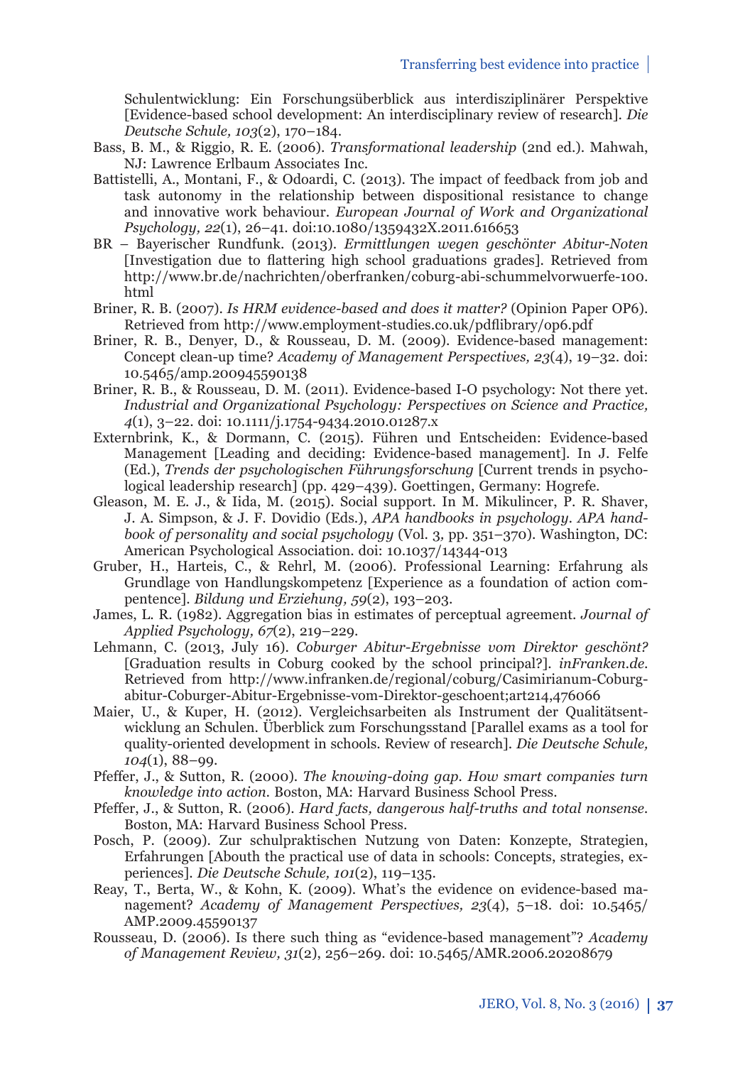Schulentwicklung: Ein Forschungsüberblick aus interdisziplinärer Perspektive [Evidence-based school development: An interdisciplinary review of research]. *Die Deutsche Schule, 103*(2), 170–184.

Bass, B. M., & Riggio, R. E. (2006). *Transformational leadership* (2nd ed.). Mahwah, NJ: Lawrence Erlbaum Associates Inc.

Battistelli, A., Montani, F., & Odoardi, C. (2013). The impact of feedback from job and task autonomy in the relationship between dispositional resistance to change and innovative work behaviour. *European Journal of Work and Organizational Psychology, 22*(1), 26–41. doi:10.1080/1359432X.2011.616653

BR – Bayerischer Rundfunk. (2013). *Ermittlungen wegen geschönter Abitur-Noten* [Investigation due to flattering high school graduations grades]. Retrieved from http://www.br.de/nachrichten/oberfranken/coburg-abi-schummelvorwuerfe-100.html

Briner, R. B. (2007). *Is HRM evidence-based and does it matter?* (Opinion Paper OP6). Retrieved from http://www.employment-studies.co.uk/pdflibrary/op6.pdf

Briner, R. B., Denyer, D., & Rousseau, D. M. (2009). Evidence-based management: Concept clean-up time? *Academy of Management Perspectives, 23*(4), 19–32. doi: 10.5465/amp.200945590138

Briner, R. B., & Rousseau, D. M. (2011). Evidence-based I-O psychology: Not there yet. *Industrial and Organizational Psychology: Perspectives on Science and Practice, 4*(1), 3–22. doi: 10.1111/j.1754-9434.2010.01287.x

Externbrink, K., & Dormann, C. (2015). Führen und Entscheiden: Evidence-based Management [Leading and deciding: Evidence-based management]. In J. Felfe (Ed.), *Trends der psychologischen Führungsforschung* [Current trends in psychological leadership research] (pp. 429–439). Goettingen, Germany: Hogrefe.

Gleason, M. E. J., & Iida, M. (2015). Social support. In M. Mikulincer, P. R. Shaver, J. A. Simpson, & J. F. Dovidio (Eds.), *APA handbooks in psychology. APA handbook of personality and social psychology* (Vol. 3, pp. 351–370). Washington, DC: American Psychological Association. doi: 10.1037/14344-013

Gruber, H., Harteis, C., & Rehrl, M. (2006). Professional Learning: Erfahrung als Grundlage von Handlungskompetenz [Experience as a foundation of action competence]. *Bildung und Erziehung, 59*(2), 193–203.

James, L. R. (1982). Aggregation bias in estimates of perceptual agreement. *Journal of Applied Psychology, 67*(2), 219–229.

Lehmann, C. (2013, July 16). *Coburger Abitur-Ergebnisse vom Direktor geschönt?* [Graduation results in Coburg cooked by the school principal?]. *inFranken.de*. Retrieved from http://www.infranken.de/regional/coburg/Casimirianum-Coburg-abitur-Coburger-Abitur-Ergebnisse-vom-Direktor-geschoent;art214,476066

Maier, U., & Kuper, H. (2012). Vergleichsarbeiten als Instrument der Qualitätsentwicklung an Schulen. Überblick zum Forschungsstand [Parallel exams as a tool for quality-oriented development in schools. Review of research]. *Die Deutsche Schule, 104*(1), 88–99.

Pfeffer, J., & Sutton, R. (2000). *The knowing-doing gap. How smart companies turn knowledge into action.* Boston, MA: Harvard Business School Press.

Pfeffer, J., & Sutton, R. (2006). *Hard facts, dangerous half-truths and total nonsense.* Boston, MA: Harvard Business School Press.

Posch, P. (2009). Zur schulpraktischen Nutzung von Daten: Konzepte, Strategien, Erfahrungen [Abouth the practical use of data in schools: Concepts, strategies, experiences]. *Die Deutsche Schule, 101*(2), 119–135.

Reay, T., Berta, W., & Kohn, K. (2009). What's the evidence on evidence-based management? *Academy of Management Perspectives, 23*(4), 5–18. doi: 10.5465/AMP.2009.45590137

Rousseau, D. (2006). Is there such thing as "evidence-based management"? *Academy of Management Review, 31*(2), 256–269. doi: 10.5465/AMR.2006.20208679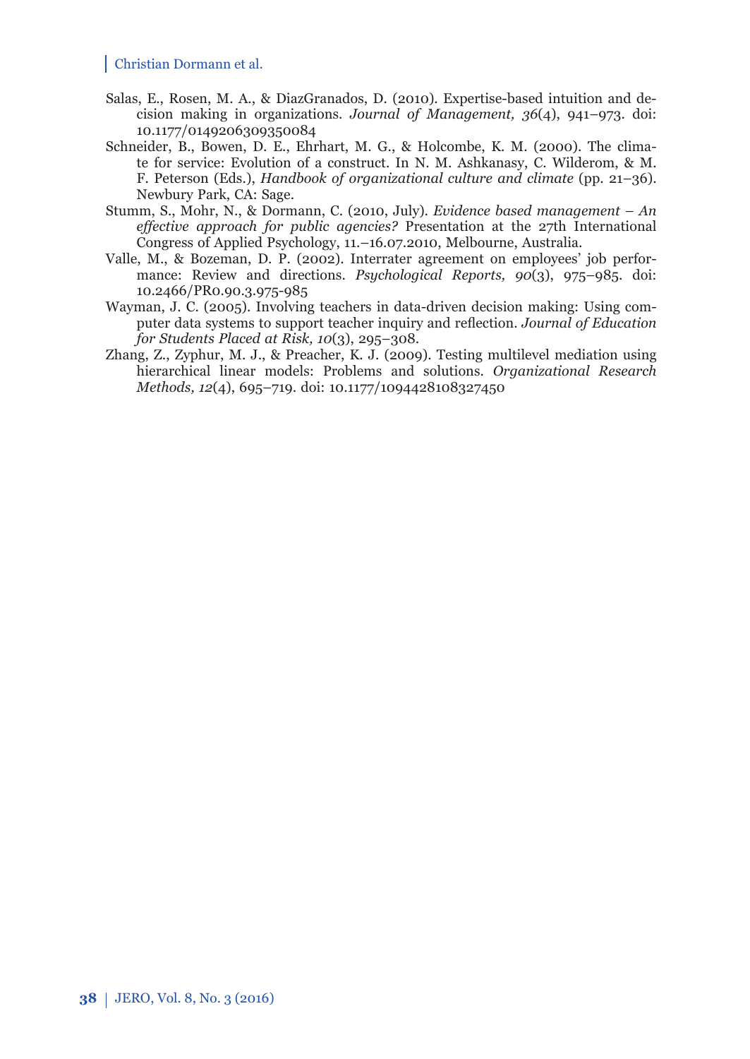Salas, E., Rosen, M. A., & DiazGranados, D. (2010). Expertise-based intuition and decision making in organizations. *Journal of Management, 36*(4), 941–973. doi: 10.1177/0149206309350084

Schneider, B., Bowen, D. E., Ehrhart, M. G., & Holcombe, K. M. (2000). The climate for service: Evolution of a construct. In N. M. Ashkanasy, C. Wilderom, & M. F. Peterson (Eds.), *Handbook of organizational culture and climate* (pp. 21–36). Newbury Park, CA: Sage.

Stumm, S., Mohr, N., & Dormann, C. (2010, July). *Evidence based management – An effective approach for public agencies?* Presentation at the 27th International Congress of Applied Psychology, 11.–16.07.2010, Melbourne, Australia.

Valle, M., & Bozeman, D. P. (2002). Interrater agreement on employees' job performance: Review and directions. *Psychological Reports, 90*(3), 975–985. doi: 10.2466/PR0.90.3.975-985

Wayman, J. C. (2005). Involving teachers in data-driven decision making: Using computer data systems to support teacher inquiry and reflection. *Journal of Education for Students Placed at Risk, 10*(3), 295–308.

Zhang, Z., Zyphur, M. J., & Preacher, K. J. (2009). Testing multilevel mediation using hierarchical linear models: Problems and solutions. *Organizational Research Methods, 12*(4), 695–719. doi: 10.1177/1094428108327450